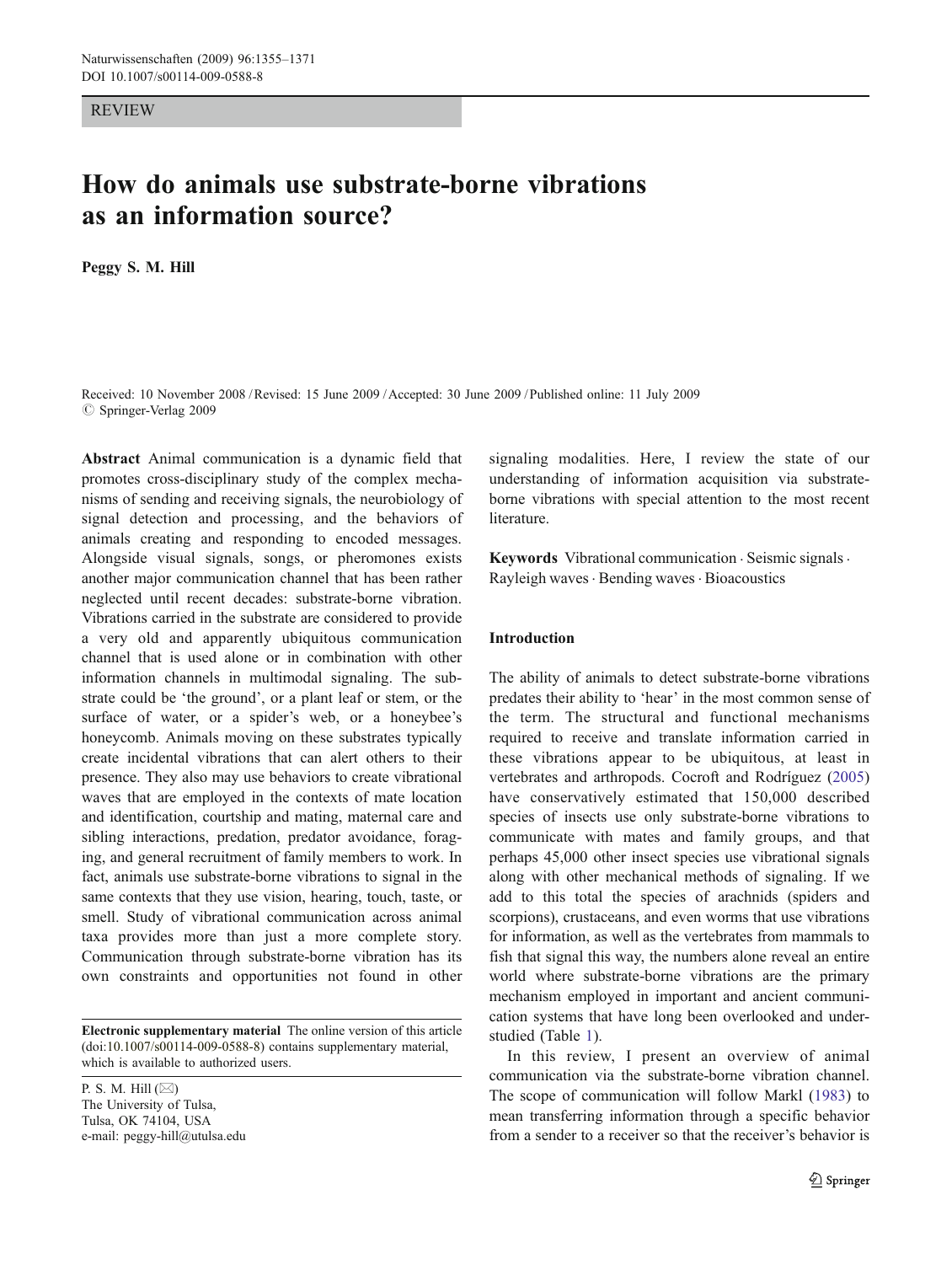REVIEW

# How do animals use substrate-borne vibrations as an information source?

**Peggy S. M. Hill**

Received: 10 November 2008 / Revised: 15 June 2009 / Accepted: 30 June 2009 / Published online: 11 July 2009
© Springer-Verlag 2009

**Abstract** Animal communication is a dynamic field that promotes cross-disciplinary study of the complex mechanisms of sending and receiving signals, the neurobiology of signal detection and processing, and the behaviors of animals creating and responding to encoded messages. Alongside visual signals, songs, or pheromones exists another major communication channel that has been rather neglected until recent decades: substrate-borne vibration. Vibrations carried in the substrate are considered to provide a very old and apparently ubiquitous communication channel that is used alone or in combination with other information channels in multimodal signaling. The substrate could be 'the ground', or a plant leaf or stem, or the surface of water, or a spider's web, or a honeybee's honeycomb. Animals moving on these substrates typically create incidental vibrations that can alert others to their presence. They also may use behaviors to create vibrational waves that are employed in the contexts of mate location and identification, courtship and mating, maternal care and sibling interactions, predation, predator avoidance, foraging, and general recruitment of family members to work. In fact, animals use substrate-borne vibrations to signal in the same contexts that they use vision, hearing, touch, taste, or smell. Study of vibrational communication across animal taxa provides more than just a more complete story. Communication through substrate-borne vibration has its own constraints and opportunities not found in other signaling modalities. Here, I review the state of our understanding of information acquisition via substrate-borne vibrations with special attention to the most recent literature.

**Keywords** Vibrational communication · Seismic signals · Rayleigh waves · Bending waves · Bioacoustics

**Electronic supplementary material** The online version of this article (doi:10.1007/s00114-009-0588-8) contains supplementary material, which is available to authorized users.

P. S. M. Hill (✉)
The University of Tulsa,
Tulsa, OK 74104, USA
e-mail: peggy-hill@utulsa.edu

## Introduction

The ability of animals to detect substrate-borne vibrations predates their ability to 'hear' in the most common sense of the term. The structural and functional mechanisms required to receive and translate information carried in these vibrations appear to be ubiquitous, at least in vertebrates and arthropods. Cocroft and Rodríguez (2005) have conservatively estimated that 150,000 described species of insects use only substrate-borne vibrations to communicate with mates and family groups, and that perhaps 45,000 other insect species use vibrational signals along with other mechanical methods of signaling. If we add to this total the species of arachnids (spiders and scorpions), crustaceans, and even worms that use vibrations for information, as well as the vertebrates from mammals to fish that signal this way, the numbers alone reveal an entire world where substrate-borne vibrations are the primary mechanism employed in important and ancient communication systems that have long been overlooked and understudied (Table 1).

In this review, I present an overview of animal communication via the substrate-borne vibration channel. The scope of communication will follow Markl (1983) to mean transferring information through a specific behavior from a sender to a receiver so that the receiver's behavior is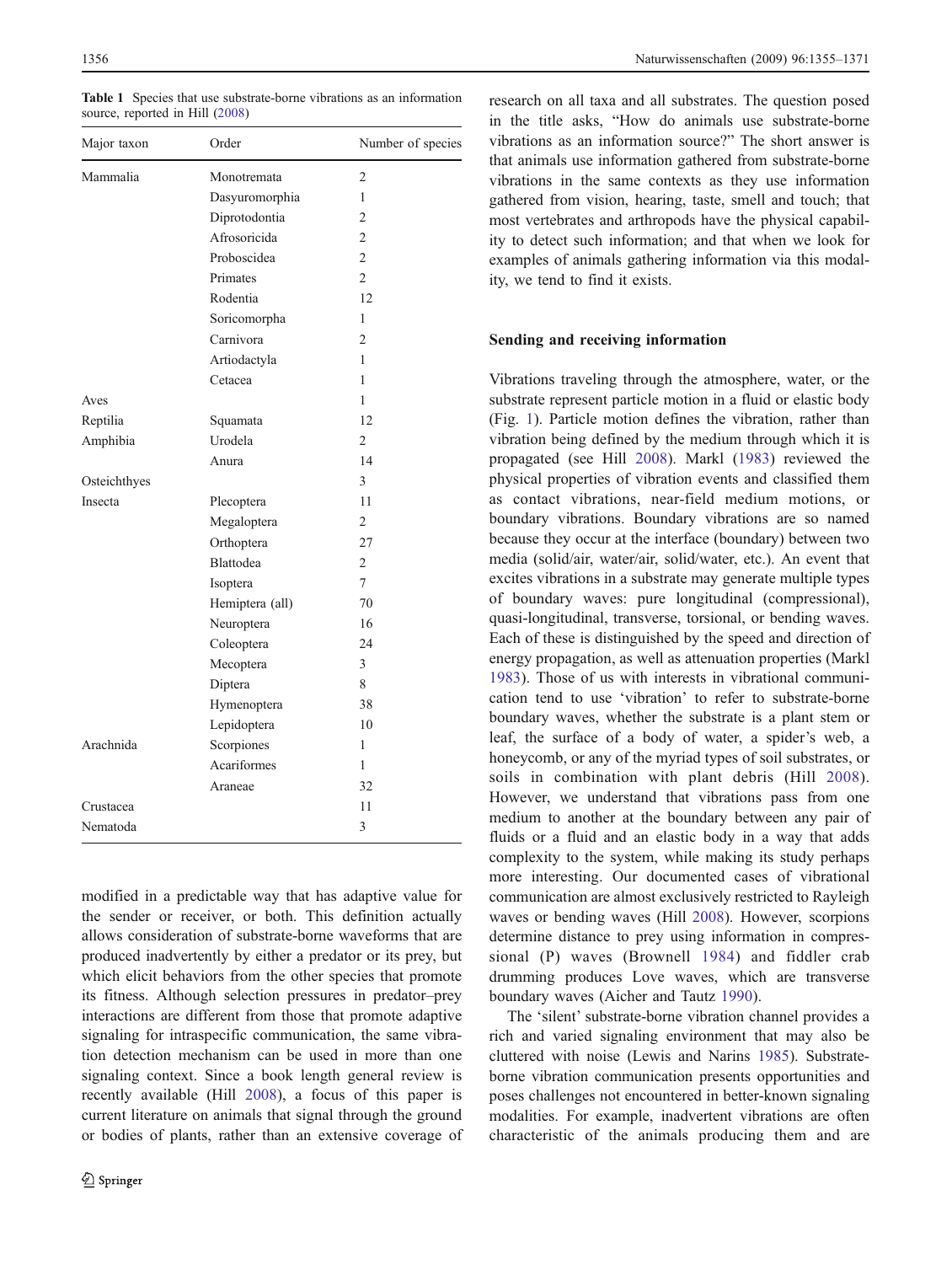Table 1 Species that use substrate-borne vibrations as an information source, reported in Hill (2008)

| Major taxon | Order | Number of species |
|---|---|---|
| Mammalia | Monotremata | 2 |
| | Dasyuromorphia | 1 |
| | Diprotodontia | 2 |
| | Afrosoricida | 2 |
| | Proboscidea | 2 |
| | Primates | 2 |
| | Rodentia | 12 |
| | Soricomorpha | 1 |
| | Carnivora | 2 |
| | Artiodactyla | 1 |
| | Cetacea | 1 |
| Aves | | 1 |
| Reptilia | Squamata | 12 |
| Amphibia | Urodela | 2 |
| | Anura | 14 |
| Osteichthyes | | 3 |
| Insecta | Plecoptera | 11 |
| | Megaloptera | 2 |
| | Orthoptera | 27 |
| | Blattodea | 2 |
| | Isoptera | 7 |
| | Hemiptera (all) | 70 |
| | Neuroptera | 16 |
| | Coleoptera | 24 |
| | Mecoptera | 3 |
| | Diptera | 8 |
| | Hymenoptera | 38 |
| | Lepidoptera | 10 |
| Arachnida | Scorpiones | 1 |
| | Acariformes | 1 |
| | Araneae | 32 |
| Crustacea | | 11 |
| Nematoda | | 3 |

modified in a predictable way that has adaptive value for the sender or receiver, or both. This definition actually allows consideration of substrate-borne waveforms that are produced inadvertently by either a predator or its prey, but which elicit behaviors from the other species that promote its fitness. Although selection pressures in predator–prey interactions are different from those that promote adaptive signaling for intraspecific communication, the same vibration detection mechanism can be used in more than one signaling context. Since a book length general review is recently available (Hill 2008), a focus of this paper is current literature on animals that signal through the ground or bodies of plants, rather than an extensive coverage of research on all taxa and all substrates. The question posed in the title asks, "How do animals use substrate-borne vibrations as an information source?" The short answer is that animals use information gathered from substrate-borne vibrations in the same contexts as they use information gathered from vision, hearing, taste, smell and touch; that most vertebrates and arthropods have the physical capability to detect such information; and that when we look for examples of animals gathering information via this modality, we tend to find it exists.

## Sending and receiving information

Vibrations traveling through the atmosphere, water, or the substrate represent particle motion in a fluid or elastic body (Fig. 1). Particle motion defines the vibration, rather than vibration being defined by the medium through which it is propagated (see Hill 2008). Markl (1983) reviewed the physical properties of vibration events and classified them as contact vibrations, near-field medium motions, or boundary vibrations. Boundary vibrations are so named because they occur at the interface (boundary) between two media (solid/air, water/air, solid/water, etc.). An event that excites vibrations in a substrate may generate multiple types of boundary waves: pure longitudinal (compressional), quasi-longitudinal, transverse, torsional, or bending waves. Each of these is distinguished by the speed and direction of energy propagation, as well as attenuation properties (Markl 1983). Those of us with interests in vibrational communication tend to use 'vibration' to refer to substrate-borne boundary waves, whether the substrate is a plant stem or leaf, the surface of a body of water, a spider's web, a honeycomb, or any of the myriad types of soil substrates, or soils in combination with plant debris (Hill 2008). However, we understand that vibrations pass from one medium to another at the boundary between any pair of fluids or a fluid and an elastic body in a way that adds complexity to the system, while making its study perhaps more interesting. Our documented cases of vibrational communication are almost exclusively restricted to Rayleigh waves or bending waves (Hill 2008). However, scorpions determine distance to prey using information in compressional (P) waves (Brownell 1984) and fiddler crab drumming produces Love waves, which are transverse boundary waves (Aicher and Tautz 1990).

The 'silent' substrate-borne vibration channel provides a rich and varied signaling environment that may also be cluttered with noise (Lewis and Narins 1985). Substrate-borne vibration communication presents opportunities and poses challenges not encountered in better-known signaling modalities. For example, inadvertent vibrations are often characteristic of the animals producing them and are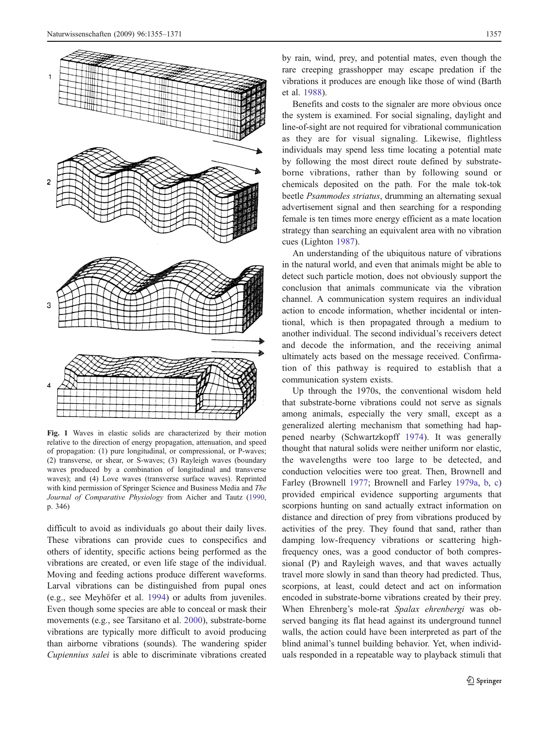Fig. 1 Waves in elastic solids are characterized by their motion relative to the direction of energy propagation, attenuation, and speed of propagation: (1) pure longitudinal, or compressional, or P-waves; (2) transverse, or shear, or S-waves; (3) Rayleigh waves (boundary waves produced by a combination of longitudinal and transverse waves); and (4) Love waves (transverse surface waves). Reprinted with kind permission of Springer Science and Business Media and *The Journal of Comparative Physiology* from Aicher and Tautz (1990, p. 346)

difficult to avoid as individuals go about their daily lives. These vibrations can provide cues to conspecifics and others of identity, specific actions being performed as the vibrations are created, or even life stage of the individual. Moving and feeding actions produce different waveforms. Larval vibrations can be distinguished from pupal ones (e.g., see Meyhöfer et al. 1994) or adults from juveniles. Even though some species are able to conceal or mask their movements (e.g., see Tarsitano et al. 2000), substrate-borne vibrations are typically more difficult to avoid producing than airborne vibrations (sounds). The wandering spider *Cupiennius salei* is able to discriminate vibrations created by rain, wind, prey, and potential mates, even though the rare creeping grasshopper may escape predation if the vibrations it produces are enough like those of wind (Barth et al. 1988).

Benefits and costs to the signaler are more obvious once the system is examined. For social signaling, daylight and line-of-sight are not required for vibrational communication as they are for visual signaling. Likewise, flightless individuals may spend less time locating a potential mate by following the most direct route defined by substrate-borne vibrations, rather than by following sound or chemicals deposited on the path. For the male tok-tok beetle *Psammodes striatus*, drumming an alternating sexual advertisement signal and then searching for a responding female is ten times more energy efficient as a mate location strategy than searching an equivalent area with no vibration cues (Lighton 1987).

An understanding of the ubiquitous nature of vibrations in the natural world, and even that animals might be able to detect such particle motion, does not obviously support the conclusion that animals communicate via the vibration channel. A communication system requires an individual action to encode information, whether incidental or intentional, which is then propagated through a medium to another individual. The second individual's receivers detect and decode the information, and the receiving animal ultimately acts based on the message received. Confirmation of this pathway is required to establish that a communication system exists.

Up through the 1970s, the conventional wisdom held that substrate-borne vibrations could not serve as signals among animals, especially the very small, except as a generalized alerting mechanism that something had happened nearby (Schwartzkopff 1974). It was generally thought that natural solids were neither uniform nor elastic, the wavelengths were too large to be detected, and conduction velocities were too great. Then, Brownell and Farley (Brownell 1977; Brownell and Farley 1979a, b, c) provided empirical evidence supporting arguments that scorpions hunting on sand actually extract information on distance and direction of prey from vibrations produced by activities of the prey. They found that sand, rather than damping low-frequency vibrations or scattering high-frequency ones, was a good conductor of both compressional (P) and Rayleigh waves, and that waves actually travel more slowly in sand than theory had predicted. Thus, scorpions, at least, could detect and act on information encoded in substrate-borne vibrations created by their prey. When Ehrenberg's mole-rat *Spalax ehrenbergi* was observed banging its flat head against its underground tunnel walls, the action could have been interpreted as part of the blind animal's tunnel building behavior. Yet, when individuals responded in a repeatable way to playback stimuli that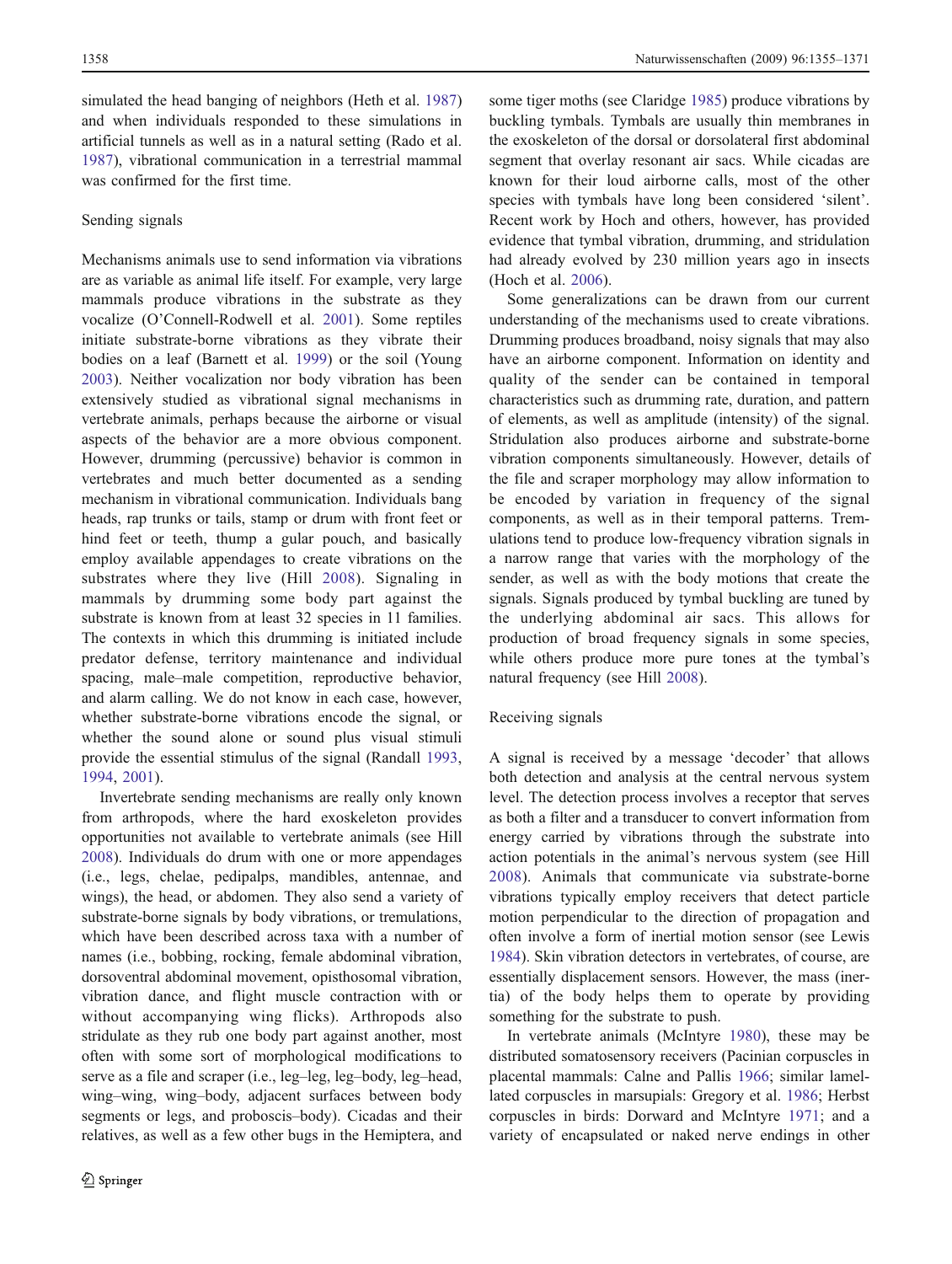simulated the head banging of neighbors (Heth et al. 1987) and when individuals responded to these simulations in artificial tunnels as well as in a natural setting (Rado et al. 1987), vibrational communication in a terrestrial mammal was confirmed for the first time.

### Sending signals

Mechanisms animals use to send information via vibrations are as variable as animal life itself. For example, very large mammals produce vibrations in the substrate as they vocalize (O'Connell-Rodwell et al. 2001). Some reptiles initiate substrate-borne vibrations as they vibrate their bodies on a leaf (Barnett et al. 1999) or the soil (Young 2003). Neither vocalization nor body vibration has been extensively studied as vibrational signal mechanisms in vertebrate animals, perhaps because the airborne or visual aspects of the behavior are a more obvious component. However, drumming (percussive) behavior is common in vertebrates and much better documented as a sending mechanism in vibrational communication. Individuals bang heads, rap trunks or tails, stamp or drum with front feet or hind feet or teeth, thump a gular pouch, and basically employ available appendages to create vibrations on the substrates where they live (Hill 2008). Signaling in mammals by drumming some body part against the substrate is known from at least 32 species in 11 families. The contexts in which this drumming is initiated include predator defense, territory maintenance and individual spacing, male–male competition, reproductive behavior, and alarm calling. We do not know in each case, however, whether substrate-borne vibrations encode the signal, or whether the sound alone or sound plus visual stimuli provide the essential stimulus of the signal (Randall 1993, 1994, 2001).

Invertebrate sending mechanisms are really only known from arthropods, where the hard exoskeleton provides opportunities not available to vertebrate animals (see Hill 2008). Individuals do drum with one or more appendages (i.e., legs, chelae, pedipalps, mandibles, antennae, and wings), the head, or abdomen. They also send a variety of substrate-borne signals by body vibrations, or tremulations, which have been described across taxa with a number of names (i.e., bobbing, rocking, female abdominal vibration, dorsoventral abdominal movement, opisthosomal vibration, vibration dance, and flight muscle contraction with or without accompanying wing flicks). Arthropods also stridulate as they rub one body part against another, most often with some sort of morphological modifications to serve as a file and scraper (i.e., leg–leg, leg–body, leg–head, wing–wing, wing–body, adjacent surfaces between body segments or legs, and proboscis–body). Cicadas and their relatives, as well as a few other bugs in the Hemiptera, and some tiger moths (see Claridge 1985) produce vibrations by buckling tymbals. Tymbals are usually thin membranes in the exoskeleton of the dorsal or dorsolateral first abdominal segment that overlay resonant air sacs. While cicadas are known for their loud airborne calls, most of the other species with tymbals have long been considered 'silent'. Recent work by Hoch and others, however, has provided evidence that tymbal vibration, drumming, and stridulation had already evolved by 230 million years ago in insects (Hoch et al. 2006).

Some generalizations can be drawn from our current understanding of the mechanisms used to create vibrations. Drumming produces broadband, noisy signals that may also have an airborne component. Information on identity and quality of the sender can be contained in temporal characteristics such as drumming rate, duration, and pattern of elements, as well as amplitude (intensity) of the signal. Stridulation also produces airborne and substrate-borne vibration components simultaneously. However, details of the file and scraper morphology may allow information to be encoded by variation in frequency of the signal components, as well as in their temporal patterns. Tremulations tend to produce low-frequency vibration signals in a narrow range that varies with the morphology of the sender, as well as with the body motions that create the signals. Signals produced by tymbal buckling are tuned by the underlying abdominal air sacs. This allows for production of broad frequency signals in some species, while others produce more pure tones at the tymbal's natural frequency (see Hill 2008).

### Receiving signals

A signal is received by a message 'decoder' that allows both detection and analysis at the central nervous system level. The detection process involves a receptor that serves as both a filter and a transducer to convert information from energy carried by vibrations through the substrate into action potentials in the animal's nervous system (see Hill 2008). Animals that communicate via substrate-borne vibrations typically employ receivers that detect particle motion perpendicular to the direction of propagation and often involve a form of inertial motion sensor (see Lewis 1984). Skin vibration detectors in vertebrates, of course, are essentially displacement sensors. However, the mass (inertia) of the body helps them to operate by providing something for the substrate to push.

In vertebrate animals (McIntyre 1980), these may be distributed somatosensory receivers (Pacinian corpuscles in placental mammals: Calne and Pallis 1966; similar lamellated corpuscles in marsupials: Gregory et al. 1986; Herbst corpuscles in birds: Dorward and McIntyre 1971; and a variety of encapsulated or naked nerve endings in other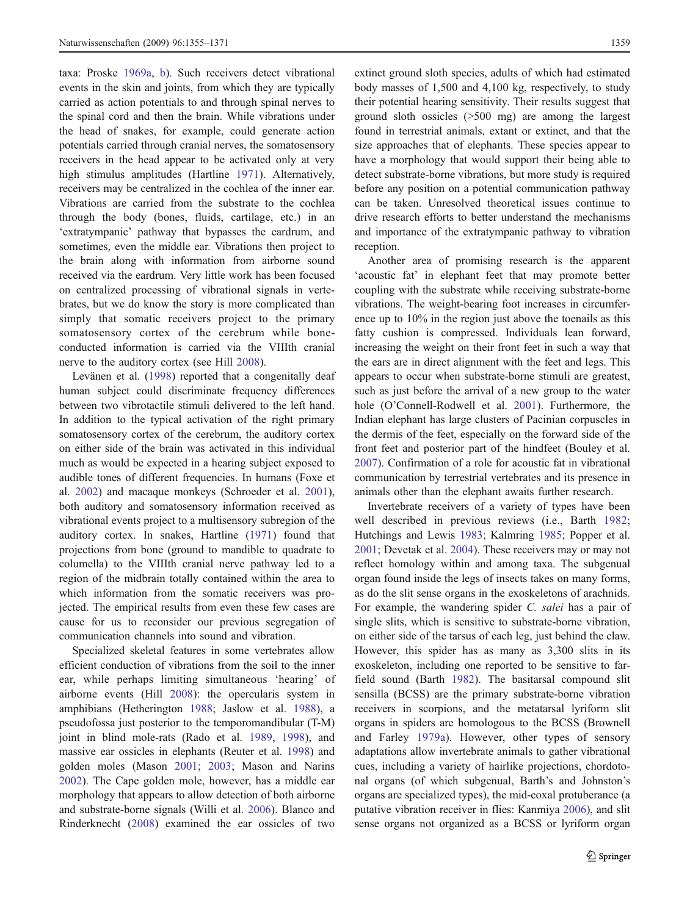taxa: Proske 1969a, b). Such receivers detect vibrational events in the skin and joints, from which they are typically carried as action potentials to and through spinal nerves to the spinal cord and then the brain. While vibrations under the head of snakes, for example, could generate action potentials carried through cranial nerves, the somatosensory receivers in the head appear to be activated only at very high stimulus amplitudes (Hartline 1971). Alternatively, receivers may be centralized in the cochlea of the inner ear. Vibrations are carried from the substrate to the cochlea through the body (bones, fluids, cartilage, etc.) in an 'extratympanic' pathway that bypasses the eardrum, and sometimes, even the middle ear. Vibrations then project to the brain along with information from airborne sound received via the eardrum. Very little work has been focused on centralized processing of vibrational signals in vertebrates, but we do know the story is more complicated than simply that somatic receivers project to the primary somatosensory cortex of the cerebrum while bone-conducted information is carried via the VIIIth cranial nerve to the auditory cortex (see Hill 2008).

Levänen et al. (1998) reported that a congenitally deaf human subject could discriminate frequency differences between two vibrotactile stimuli delivered to the left hand. In addition to the typical activation of the right primary somatosensory cortex of the cerebrum, the auditory cortex on either side of the brain was activated in this individual much as would be expected in a hearing subject exposed to audible tones of different frequencies. In humans (Foxe et al. 2002) and macaque monkeys (Schroeder et al. 2001), both auditory and somatosensory information received as vibrational events project to a multisensory subregion of the auditory cortex. In snakes, Hartline (1971) found that projections from bone (ground to mandible to quadrate to columella) to the VIIIth cranial nerve pathway led to a region of the midbrain totally contained within the area to which information from the somatic receivers was projected. The empirical results from even these few cases are cause for us to reconsider our previous segregation of communication channels into sound and vibration.

Specialized skeletal features in some vertebrates allow efficient conduction of vibrations from the soil to the inner ear, while perhaps limiting simultaneous 'hearing' of airborne events (Hill 2008): the opercularis system in amphibians (Hetherington 1988; Jaslow et al. 1988), a pseudofossa just posterior to the temporomandibular (T-M) joint in blind mole-rats (Rado et al. 1989, 1998), and massive ear ossicles in elephants (Reuter et al. 1998) and golden moles (Mason 2001; 2003; Mason and Narins 2002). The Cape golden mole, however, has a middle ear morphology that appears to allow detection of both airborne and substrate-borne signals (Willi et al. 2006). Blanco and Rinderknecht (2008) examined the ear ossicles of two extinct ground sloth species, adults of which had estimated body masses of 1,500 and 4,100 kg, respectively, to study their potential hearing sensitivity. Their results suggest that ground sloth ossicles (>500 mg) are among the largest found in terrestrial animals, extant or extinct, and that the size approaches that of elephants. These species appear to have a morphology that would support their being able to detect substrate-borne vibrations, but more study is required before any position on a potential communication pathway can be taken. Unresolved theoretical issues continue to drive research efforts to better understand the mechanisms and importance of the extratympanic pathway to vibration reception.

Another area of promising research is the apparent 'acoustic fat' in elephant feet that may promote better coupling with the substrate while receiving substrate-borne vibrations. The weight-bearing foot increases in circumference up to 10% in the region just above the toenails as this fatty cushion is compressed. Individuals lean forward, increasing the weight on their front feet in such a way that the ears are in direct alignment with the feet and legs. This appears to occur when substrate-borne stimuli are greatest, such as just before the arrival of a new group to the water hole (O'Connell-Rodwell et al. 2001). Furthermore, the Indian elephant has large clusters of Pacinian corpuscles in the dermis of the feet, especially on the forward side of the front feet and posterior part of the hindfeet (Bouley et al. 2007). Confirmation of a role for acoustic fat in vibrational communication by terrestrial vertebrates and its presence in animals other than the elephant awaits further research.

Invertebrate receivers of a variety of types have been well described in previous reviews (i.e., Barth 1982; Hutchings and Lewis 1983; Kalmring 1985; Popper et al. 2001; Devetak et al. 2004). These receivers may or may not reflect homology within and among taxa. The subgenual organ found inside the legs of insects takes on many forms, as do the slit sense organs in the exoskeletons of arachnids. For example, the wandering spider *C. salei* has a pair of single slits, which is sensitive to substrate-borne vibration, on either side of the tarsus of each leg, just behind the claw. However, this spider has as many as 3,300 slits in its exoskeleton, including one reported to be sensitive to far-field sound (Barth 1982). The basitarsal compound slit sensilla (BCSS) are the primary substrate-borne vibration receivers in scorpions, and the metatarsal lyriform slit organs in spiders are homologous to the BCSS (Brownell and Farley 1979a). However, other types of sensory adaptations allow invertebrate animals to gather vibrational cues, including a variety of hairlike projections, chordotonal organs (of which subgenual, Barth's and Johnston's organs are specialized types), the mid-coxal protuberance (a putative vibration receiver in flies: Kanmiya 2006), and slit sense organs not organized as a BCSS or lyriform organ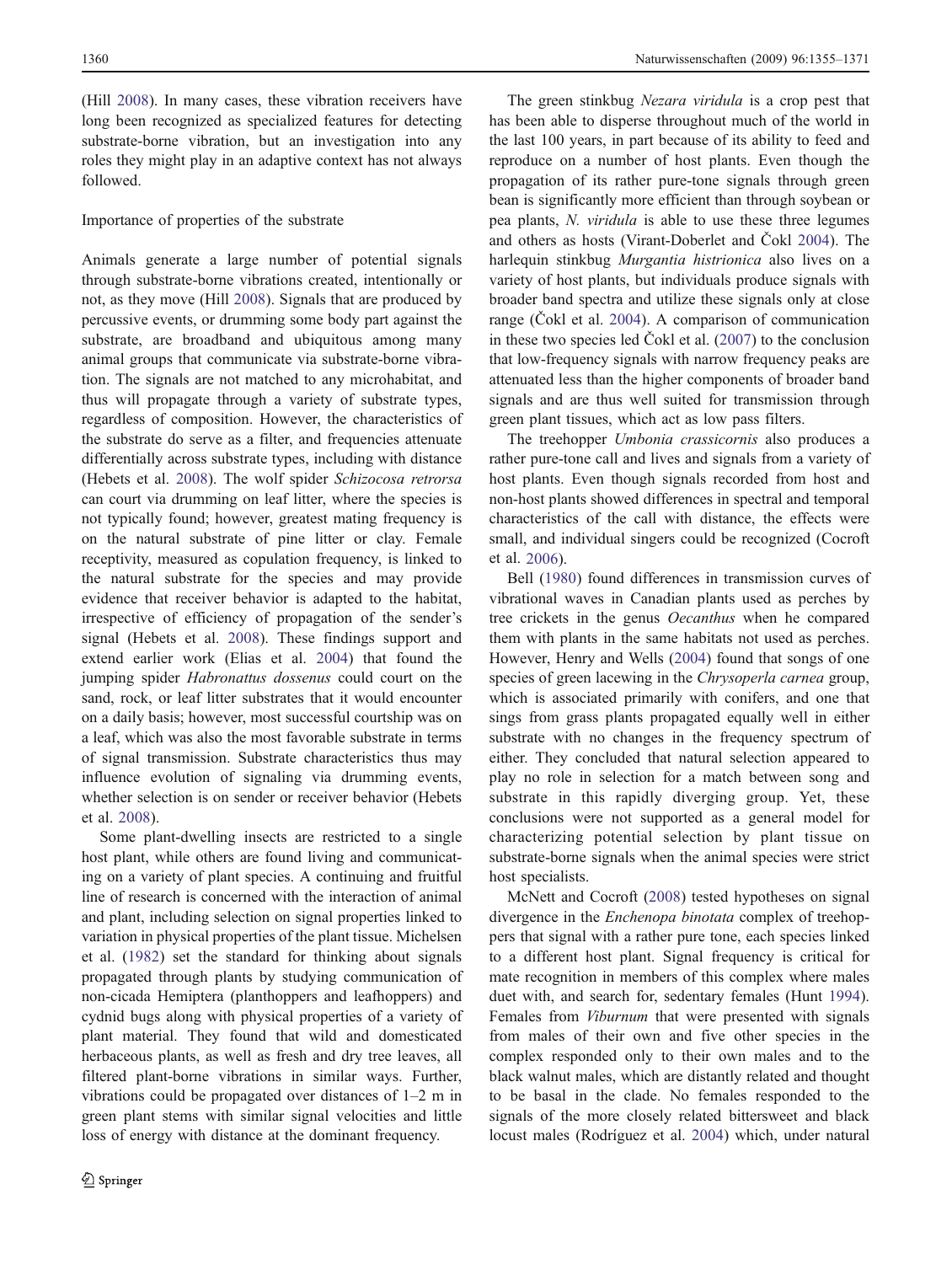(Hill 2008). In many cases, these vibration receivers have long been recognized as specialized features for detecting substrate-borne vibration, but an investigation into any roles they might play in an adaptive context has not always followed.

### Importance of properties of the substrate

Animals generate a large number of potential signals through substrate-borne vibrations created, intentionally or not, as they move (Hill 2008). Signals that are produced by percussive events, or drumming some body part against the substrate, are broadband and ubiquitous among many animal groups that communicate via substrate-borne vibration. The signals are not matched to any microhabitat, and thus will propagate through a variety of substrate types, regardless of composition. However, the characteristics of the substrate do serve as a filter, and frequencies attenuate differentially across substrate types, including with distance (Hebets et al. 2008). The wolf spider *Schizocosa retrorsa* can court via drumming on leaf litter, where the species is not typically found; however, greatest mating frequency is on the natural substrate of pine litter or clay. Female receptivity, measured as copulation frequency, is linked to the natural substrate for the species and may provide evidence that receiver behavior is adapted to the habitat, irrespective of efficiency of propagation of the sender's signal (Hebets et al. 2008). These findings support and extend earlier work (Elias et al. 2004) that found the jumping spider *Habronattus dossenus* could court on the sand, rock, or leaf litter substrates that it would encounter on a daily basis; however, most successful courtship was on a leaf, which was also the most favorable substrate in terms of signal transmission. Substrate characteristics thus may influence evolution of signaling via drumming events, whether selection is on sender or receiver behavior (Hebets et al. 2008).

Some plant-dwelling insects are restricted to a single host plant, while others are found living and communicating on a variety of plant species. A continuing and fruitful line of research is concerned with the interaction of animal and plant, including selection on signal properties linked to variation in physical properties of the plant tissue. Michelsen et al. (1982) set the standard for thinking about signals propagated through plants by studying communication of non-cicada Hemiptera (planthoppers and leafhoppers) and cydnid bugs along with physical properties of a variety of plant material. They found that wild and domesticated herbaceous plants, as well as fresh and dry tree leaves, all filtered plant-borne vibrations in similar ways. Further, vibrations could be propagated over distances of 1–2 m in green plant stems with similar signal velocities and little loss of energy with distance at the dominant frequency.

The green stinkbug *Nezara viridula* is a crop pest that has been able to disperse throughout much of the world in the last 100 years, in part because of its ability to feed and reproduce on a number of host plants. Even though the propagation of its rather pure-tone signals through green bean is significantly more efficient than through soybean or pea plants, *N. viridula* is able to use these three legumes and others as hosts (Virant-Doberlet and Čokl 2004). The harlequin stinkbug *Murgantia histrionica* also lives on a variety of host plants, but individuals produce signals with broader band spectra and utilize these signals only at close range (Čokl et al. 2004). A comparison of communication in these two species led Čokl et al. (2007) to the conclusion that low-frequency signals with narrow frequency peaks are attenuated less than the higher components of broader band signals and are thus well suited for transmission through green plant tissues, which act as low pass filters.

The treehopper *Umbonia crassicornis* also produces a rather pure-tone call and lives and signals from a variety of host plants. Even though signals recorded from host and non-host plants showed differences in spectral and temporal characteristics of the call with distance, the effects were small, and individual singers could be recognized (Cocroft et al. 2006).

Bell (1980) found differences in transmission curves of vibrational waves in Canadian plants used as perches by tree crickets in the genus *Oecanthus* when he compared them with plants in the same habitats not used as perches. However, Henry and Wells (2004) found that songs of one species of green lacewing in the *Chrysoperla carnea* group, which is associated primarily with conifers, and one that sings from grass plants propagated equally well in either substrate with no changes in the frequency spectrum of either. They concluded that natural selection appeared to play no role in selection for a match between song and substrate in this rapidly diverging group. Yet, these conclusions were not supported as a general model for characterizing potential selection by plant tissue on substrate-borne signals when the animal species were strict host specialists.

McNett and Cocroft (2008) tested hypotheses on signal divergence in the *Enchenopa binotata* complex of treehoppers that signal with a rather pure tone, each species linked to a different host plant. Signal frequency is critical for mate recognition in members of this complex where males duet with, and search for, sedentary females (Hunt 1994). Females from *Viburnum* that were presented with signals from males of their own and five other species in the complex responded only to their own males and to the black walnut males, which are distantly related and thought to be basal in the clade. No females responded to the signals of the more closely related bittersweet and black locust males (Rodríguez et al. 2004) which, under natural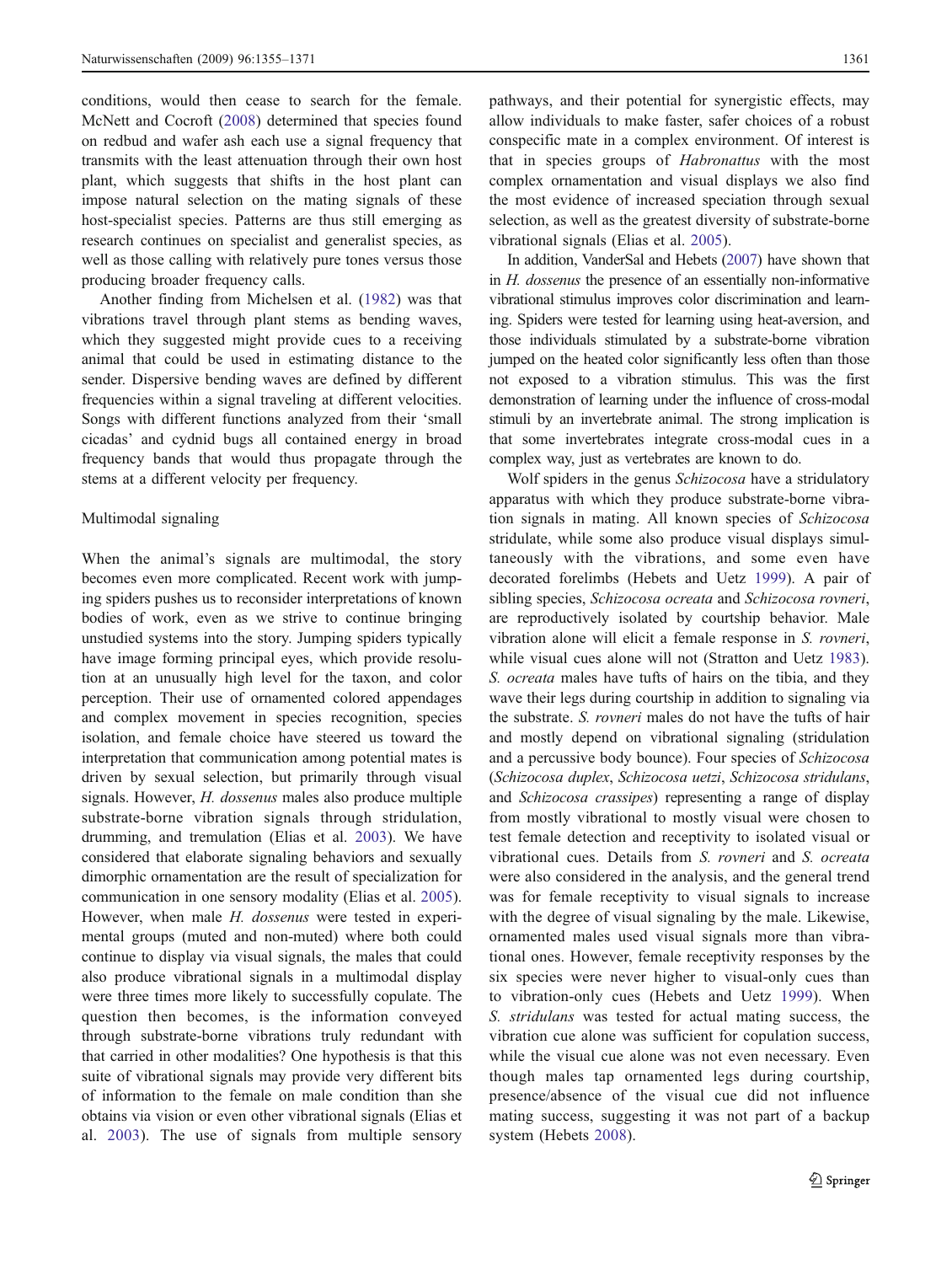conditions, would then cease to search for the female. McNett and Cocroft (2008) determined that species found on redbud and wafer ash each use a signal frequency that transmits with the least attenuation through their own host plant, which suggests that shifts in the host plant can impose natural selection on the mating signals of these host-specialist species. Patterns are thus still emerging as research continues on specialist and generalist species, as well as those calling with relatively pure tones versus those producing broader frequency calls.

Another finding from Michelsen et al. (1982) was that vibrations travel through plant stems as bending waves, which they suggested might provide cues to a receiving animal that could be used in estimating distance to the sender. Dispersive bending waves are defined by different frequencies within a signal traveling at different velocities. Songs with different functions analyzed from their 'small cicadas' and cydnid bugs all contained energy in broad frequency bands that would thus propagate through the stems at a different velocity per frequency.

## Multimodal signaling

When the animal's signals are multimodal, the story becomes even more complicated. Recent work with jumping spiders pushes us to reconsider interpretations of known bodies of work, even as we strive to continue bringing unstudied systems into the story. Jumping spiders typically have image forming principal eyes, which provide resolution at an unusually high level for the taxon, and color perception. Their use of ornamented colored appendages and complex movement in species recognition, species isolation, and female choice have steered us toward the interpretation that communication among potential mates is driven by sexual selection, but primarily through visual signals. However, *H. dossenus* males also produce multiple substrate-borne vibration signals through stridulation, drumming, and tremulation (Elias et al. 2003). We have considered that elaborate signaling behaviors and sexually dimorphic ornamentation are the result of specialization for communication in one sensory modality (Elias et al. 2005). However, when male *H. dossenus* were tested in experimental groups (muted and non-muted) where both could continue to display via visual signals, the males that could also produce vibrational signals in a multimodal display were three times more likely to successfully copulate. The question then becomes, is the information conveyed through substrate-borne vibrations truly redundant with that carried in other modalities? One hypothesis is that this suite of vibrational signals may provide very different bits of information to the female on male condition than she obtains via vision or even other vibrational signals (Elias et al. 2003). The use of signals from multiple sensory pathways, and their potential for synergistic effects, may allow individuals to make faster, safer choices of a robust conspecific mate in a complex environment. Of interest is that in species groups of *Habronattus* with the most complex ornamentation and visual displays we also find the most evidence of increased speciation through sexual selection, as well as the greatest diversity of substrate-borne vibrational signals (Elias et al. 2005).

In addition, VanderSal and Hebets (2007) have shown that in *H. dossenus* the presence of an essentially non-informative vibrational stimulus improves color discrimination and learning. Spiders were tested for learning using heat-aversion, and those individuals stimulated by a substrate-borne vibration jumped on the heated color significantly less often than those not exposed to a vibration stimulus. This was the first demonstration of learning under the influence of cross-modal stimuli by an invertebrate animal. The strong implication is that some invertebrates integrate cross-modal cues in a complex way, just as vertebrates are known to do.

Wolf spiders in the genus *Schizocosa* have a stridulatory apparatus with which they produce substrate-borne vibration signals in mating. All known species of *Schizocosa* stridulate, while some also produce visual displays simultaneously with the vibrations, and some even have decorated forelimbs (Hebets and Uetz 1999). A pair of sibling species, *Schizocosa ocreata* and *Schizocosa rovneri*, are reproductively isolated by courtship behavior. Male vibration alone will elicit a female response in *S. rovneri*, while visual cues alone will not (Stratton and Uetz 1983). *S. ocreata* males have tufts of hairs on the tibia, and they wave their legs during courtship in addition to signaling via the substrate. *S. rovneri* males do not have the tufts of hair and mostly depend on vibrational signaling (stridulation and a percussive body bounce). Four species of *Schizocosa* (*Schizocosa duplex*, *Schizocosa uetzi*, *Schizocosa stridulans*, and *Schizocosa crassipes*) representing a range of display from mostly vibrational to mostly visual were chosen to test female detection and receptivity to isolated visual or vibrational cues. Details from *S. rovneri* and *S. ocreata* were also considered in the analysis, and the general trend was for female receptivity to visual signals to increase with the degree of visual signaling by the male. Likewise, ornamented males used visual signals more than vibrational ones. However, female receptivity responses by the six species were never higher to visual-only cues than to vibration-only cues (Hebets and Uetz 1999). When *S. stridulans* was tested for actual mating success, the vibration cue alone was sufficient for copulation success, while the visual cue alone was not even necessary. Even though males tap ornamented legs during courtship, presence/absence of the visual cue did not influence mating success, suggesting it was not part of a backup system (Hebets 2008).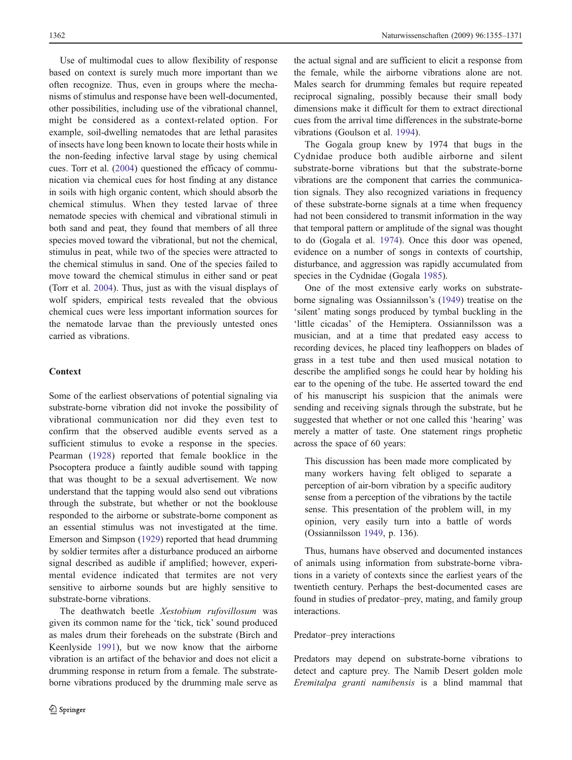Use of multimodal cues to allow flexibility of response based on context is surely much more important than we often recognize. Thus, even in groups where the mechanisms of stimulus and response have been well-documented, other possibilities, including use of the vibrational channel, might be considered as a context-related option. For example, soil-dwelling nematodes that are lethal parasites of insects have long been known to locate their hosts while in the non-feeding infective larval stage by using chemical cues. Torr et al. (2004) questioned the efficacy of communication via chemical cues for host finding at any distance in soils with high organic content, which should absorb the chemical stimulus. When they tested larvae of three nematode species with chemical and vibrational stimuli in both sand and peat, they found that members of all three species moved toward the vibrational, but not the chemical, stimulus in peat, while two of the species were attracted to the chemical stimulus in sand. One of the species failed to move toward the chemical stimulus in either sand or peat (Torr et al. 2004). Thus, just as with the visual displays of wolf spiders, empirical tests revealed that the obvious chemical cues were less important information sources for the nematode larvae than the previously untested ones carried as vibrations.

## Context

Some of the earliest observations of potential signaling via substrate-borne vibration did not invoke the possibility of vibrational communication nor did they even test to confirm that the observed audible events served as a sufficient stimulus to evoke a response in the species. Pearman (1928) reported that female booklice in the Psocoptera produce a faintly audible sound with tapping that was thought to be a sexual advertisement. We now understand that the tapping would also send out vibrations through the substrate, but whether or not the booklouse responded to the airborne or substrate-borne component as an essential stimulus was not investigated at the time. Emerson and Simpson (1929) reported that head drumming by soldier termites after a disturbance produced an airborne signal described as audible if amplified; however, experimental evidence indicated that termites are not very sensitive to airborne sounds but are highly sensitive to substrate-borne vibrations.

The deathwatch beetle *Xestobium rufovillosum* was given its common name for the 'tick, tick' sound produced as males drum their foreheads on the substrate (Birch and Keenlyside 1991), but we now know that the airborne vibration is an artifact of the behavior and does not elicit a drumming response in return from a female. The substrate-borne vibrations produced by the drumming male serve as the actual signal and are sufficient to elicit a response from the female, while the airborne vibrations alone are not. Males search for drumming females but require repeated reciprocal signaling, possibly because their small body dimensions make it difficult for them to extract directional cues from the arrival time differences in the substrate-borne vibrations (Goulson et al. 1994).

The Gogala group knew by 1974 that bugs in the Cydnidae produce both audible airborne and silent substrate-borne vibrations but that the substrate-borne vibrations are the component that carries the communication signals. They also recognized variations in frequency of these substrate-borne signals at a time when frequency had not been considered to transmit information in the way that temporal pattern or amplitude of the signal was thought to do (Gogala et al. 1974). Once this door was opened, evidence on a number of songs in contexts of courtship, disturbance, and aggression was rapidly accumulated from species in the Cydnidae (Gogala 1985).

One of the most extensive early works on substrate-borne signaling was Ossiannilsson's (1949) treatise on the 'silent' mating songs produced by tymbal buckling in the 'little cicadas' of the Hemiptera. Ossiannilsson was a musician, and at a time that predated easy access to recording devices, he placed tiny leafhoppers on blades of grass in a test tube and then used musical notation to describe the amplified songs he could hear by holding his ear to the opening of the tube. He asserted toward the end of his manuscript his suspicion that the animals were sending and receiving signals through the substrate, but he suggested that whether or not one called this 'hearing' was merely a matter of taste. One statement rings prophetic across the space of 60 years:

> This discussion has been made more complicated by many workers having felt obliged to separate a perception of air-born vibration by a specific auditory sense from a perception of the vibrations by the tactile sense. This presentation of the problem will, in my opinion, very easily turn into a battle of words (Ossiannilsson 1949, p. 136).

Thus, humans have observed and documented instances of animals using information from substrate-borne vibrations in a variety of contexts since the earliest years of the twentieth century. Perhaps the best-documented cases are found in studies of predator–prey, mating, and family group interactions.

### Predator–prey interactions

Predators may depend on substrate-borne vibrations to detect and capture prey. The Namib Desert golden mole *Eremitalpa granti namibensis* is a blind mammal that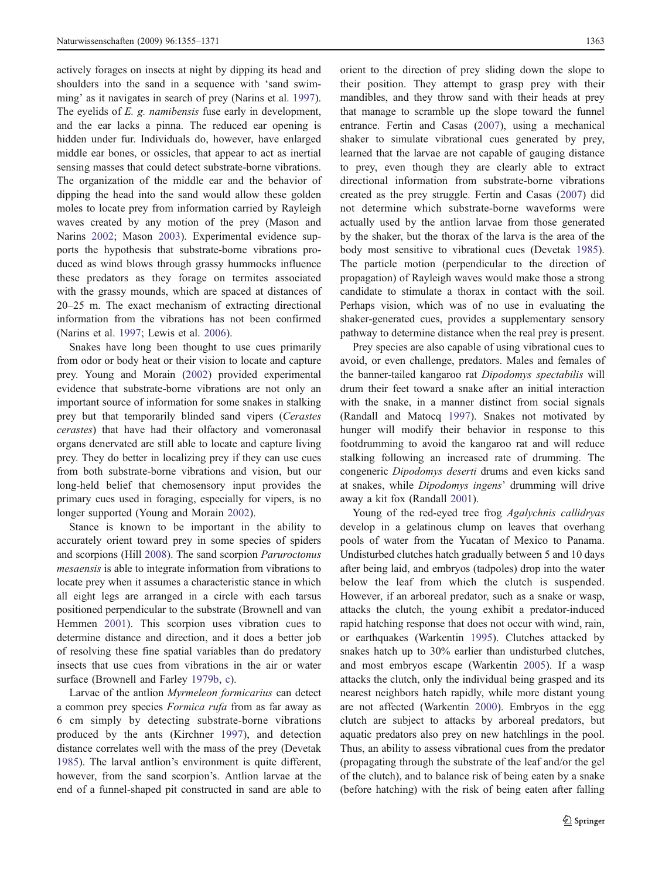actively forages on insects at night by dipping its head and shoulders into the sand in a sequence with 'sand swimming' as it navigates in search of prey (Narins et al. 1997). The eyelids of *E. g. namibensis* fuse early in development, and the ear lacks a pinna. The reduced ear opening is hidden under fur. Individuals do, however, have enlarged middle ear bones, or ossicles, that appear to act as inertial sensing masses that could detect substrate-borne vibrations. The organization of the middle ear and the behavior of dipping the head into the sand would allow these golden moles to locate prey from information carried by Rayleigh waves created by any motion of the prey (Mason and Narins 2002; Mason 2003). Experimental evidence supports the hypothesis that substrate-borne vibrations produced as wind blows through grassy hummocks influence these predators as they forage on termites associated with the grassy mounds, which are spaced at distances of 20–25 m. The exact mechanism of extracting directional information from the vibrations has not been confirmed (Narins et al. 1997; Lewis et al. 2006).

Snakes have long been thought to use cues primarily from odor or body heat or their vision to locate and capture prey. Young and Morain (2002) provided experimental evidence that substrate-borne vibrations are not only an important source of information for some snakes in stalking prey but that temporarily blinded sand vipers (*Cerastes cerastes*) that have had their olfactory and vomeronasal organs denervated are still able to locate and capture living prey. They do better in localizing prey if they can use cues from both substrate-borne vibrations and vision, but our long-held belief that chemosensory input provides the primary cues used in foraging, especially for vipers, is no longer supported (Young and Morain 2002).

Stance is known to be important in the ability to accurately orient toward prey in some species of spiders and scorpions (Hill 2008). The sand scorpion *Paruroctonus mesaensis* is able to integrate information from vibrations to locate prey when it assumes a characteristic stance in which all eight legs are arranged in a circle with each tarsus positioned perpendicular to the substrate (Brownell and van Hemmen 2001). This scorpion uses vibration cues to determine distance and direction, and it does a better job of resolving these fine spatial variables than do predatory insects that use cues from vibrations in the air or water surface (Brownell and Farley 1979b, c).

Larvae of the antlion *Myrmeleon formicarius* can detect a common prey species *Formica rufa* from as far away as 6 cm simply by detecting substrate-borne vibrations produced by the ants (Kirchner 1997), and detection distance correlates well with the mass of the prey (Devetak 1985). The larval antlion's environment is quite different, however, from the sand scorpion's. Antlion larvae at the end of a funnel-shaped pit constructed in sand are able to orient to the direction of prey sliding down the slope to their position. They attempt to grasp prey with their mandibles, and they throw sand with their heads at prey that manage to scramble up the slope toward the funnel entrance. Fertin and Casas (2007), using a mechanical shaker to simulate vibrational cues generated by prey, learned that the larvae are not capable of gauging distance to prey, even though they are clearly able to extract directional information from substrate-borne vibrations created as the prey struggle. Fertin and Casas (2007) did not determine which substrate-borne waveforms were actually used by the antlion larvae from those generated by the shaker, but the thorax of the larva is the area of the body most sensitive to vibrational cues (Devetak 1985). The particle motion (perpendicular to the direction of propagation) of Rayleigh waves would make those a strong candidate to stimulate a thorax in contact with the soil. Perhaps vision, which was of no use in evaluating the shaker-generated cues, provides a supplementary sensory pathway to determine distance when the real prey is present.

Prey species are also capable of using vibrational cues to avoid, or even challenge, predators. Males and females of the banner-tailed kangaroo rat *Dipodomys spectabilis* will drum their feet toward a snake after an initial interaction with the snake, in a manner distinct from social signals (Randall and Matocq 1997). Snakes not motivated by hunger will modify their behavior in response to this footdrumming to avoid the kangaroo rat and will reduce stalking following an increased rate of drumming. The congeneric *Dipodomys deserti* drums and even kicks sand at snakes, while *Dipodomys ingens*' drumming will drive away a kit fox (Randall 2001).

Young of the red-eyed tree frog *Agalychnis callidryas* develop in a gelatinous clump on leaves that overhang pools of water from the Yucatan of Mexico to Panama. Undisturbed clutches hatch gradually between 5 and 10 days after being laid, and embryos (tadpoles) drop into the water below the leaf from which the clutch is suspended. However, if an arboreal predator, such as a snake or wasp, attacks the clutch, the young exhibit a predator-induced rapid hatching response that does not occur with wind, rain, or earthquakes (Warkentin 1995). Clutches attacked by snakes hatch up to 30% earlier than undisturbed clutches, and most embryos escape (Warkentin 2005). If a wasp attacks the clutch, only the individual being grasped and its nearest neighbors hatch rapidly, while more distant young are not affected (Warkentin 2000). Embryos in the egg clutch are subject to attacks by arboreal predators, but aquatic predators also prey on new hatchlings in the pool. Thus, an ability to assess vibrational cues from the predator (propagating through the substrate of the leaf and/or the gel of the clutch), and to balance risk of being eaten by a snake (before hatching) with the risk of being eaten after falling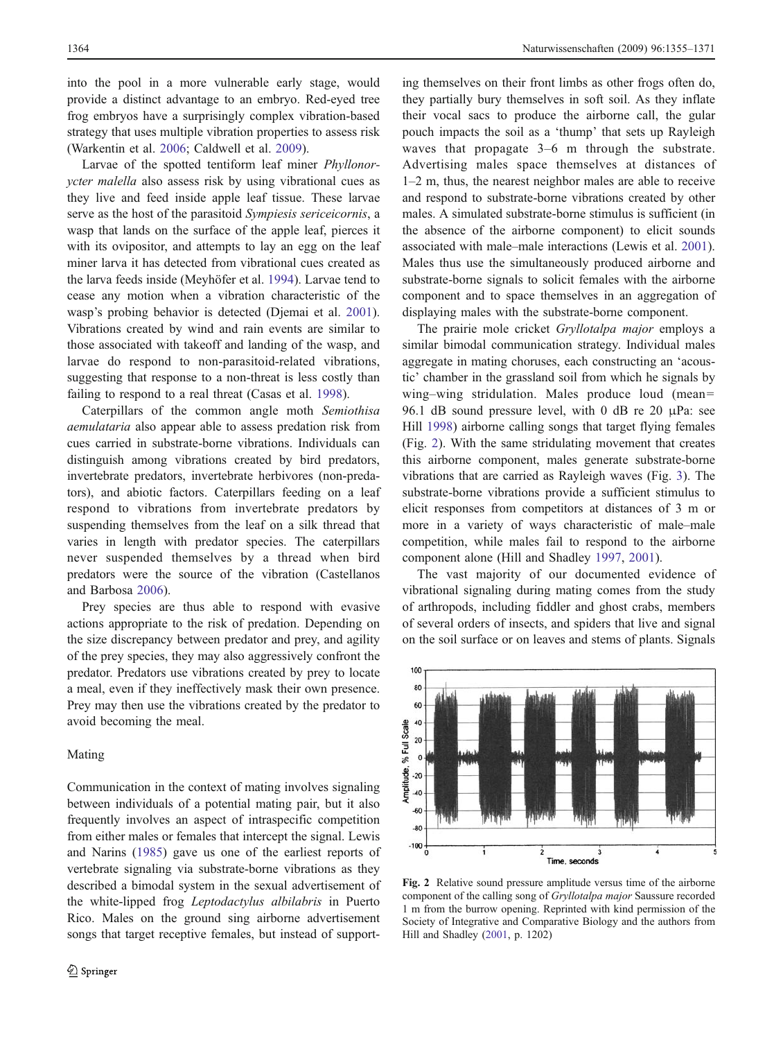into the pool in a more vulnerable early stage, would provide a distinct advantage to an embryo. Red-eyed tree frog embryos have a surprisingly complex vibration-based strategy that uses multiple vibration properties to assess risk (Warkentin et al. 2006; Caldwell et al. 2009).

Larvae of the spotted tentiform leaf miner *Phyllonorycter malella* also assess risk by using vibrational cues as they live and feed inside apple leaf tissue. These larvae serve as the host of the parasitoid *Sympiesis sericeicornis*, a wasp that lands on the surface of the apple leaf, pierces it with its ovipositor, and attempts to lay an egg on the leaf miner larva it has detected from vibrational cues created as the larva feeds inside (Meyhöfer et al. 1994). Larvae tend to cease any motion when a vibration characteristic of the wasp's probing behavior is detected (Djemai et al. 2001). Vibrations created by wind and rain events are similar to those associated with takeoff and landing of the wasp, and larvae do respond to non-parasitoid-related vibrations, suggesting that response to a non-threat is less costly than failing to respond to a real threat (Casas et al. 1998).

Caterpillars of the common angle moth *Semiothisa aemulataria* also appear able to assess predation risk from cues carried in substrate-borne vibrations. Individuals can distinguish among vibrations created by bird predators, invertebrate predators, invertebrate herbivores (non-predators), and abiotic factors. Caterpillars feeding on a leaf respond to vibrations from invertebrate predators by suspending themselves from the leaf on a silk thread that varies in length with predator species. The caterpillars never suspended themselves by a thread when bird predators were the source of the vibration (Castellanos and Barbosa 2006).

Prey species are thus able to respond with evasive actions appropriate to the risk of predation. Depending on the size discrepancy between predator and prey, and agility of the prey species, they may also aggressively confront the predator. Predators use vibrations created by prey to locate a meal, even if they ineffectively mask their own presence. Prey may then use the vibrations created by the predator to avoid becoming the meal.

## Mating

Communication in the context of mating involves signaling between individuals of a potential mating pair, but it also frequently involves an aspect of intraspecific competition from either males or females that intercept the signal. Lewis and Narins (1985) gave us one of the earliest reports of vertebrate signaling via substrate-borne vibrations as they described a bimodal system in the sexual advertisement of the white-lipped frog *Leptodactylus albilabris* in Puerto Rico. Males on the ground sing airborne advertisement songs that target receptive females, but instead of supporting themselves on their front limbs as other frogs often do, they partially bury themselves in soft soil. As they inflate their vocal sacs to produce the airborne call, the gular pouch impacts the soil as a 'thump' that sets up Rayleigh waves that propagate 3–6 m through the substrate. Advertising males space themselves at distances of 1–2 m, thus, the nearest neighbor males are able to receive and respond to substrate-borne vibrations created by other males. A simulated substrate-borne stimulus is sufficient (in the absence of the airborne component) to elicit sounds associated with male–male interactions (Lewis et al. 2001). Males thus use the simultaneously produced airborne and substrate-borne signals to solicit females with the airborne component and to space themselves in an aggregation of displaying males with the substrate-borne component.

The prairie mole cricket *Gryllotalpa major* employs a similar bimodal communication strategy. Individual males aggregate in mating choruses, each constructing an 'acoustic' chamber in the grassland soil from which he signals by wing–wing stridulation. Males produce loud (mean= 96.1 dB sound pressure level, with 0 dB re 20 μPa: see Hill 1998) airborne calling songs that target flying females (Fig. 2). With the same stridulating movement that creates this airborne component, males generate substrate-borne vibrations that are carried as Rayleigh waves (Fig. 3). The substrate-borne vibrations provide a sufficient stimulus to elicit responses from competitors at distances of 3 m or more in a variety of ways characteristic of male–male competition, while males fail to respond to the airborne component alone (Hill and Shadley 1997, 2001).

The vast majority of our documented evidence of vibrational signaling during mating comes from the study of arthropods, including fiddler and ghost crabs, members of several orders of insects, and spiders that live and signal on the soil surface or on leaves and stems of plants. Signals

**Fig. 2** Relative sound pressure amplitude versus time of the airborne component of the calling song of *Gryllotalpa major* Saussure recorded 1 m from the burrow opening. Reprinted with kind permission of the Society of Integrative and Comparative Biology and the authors from Hill and Shadley (2001, p. 1202)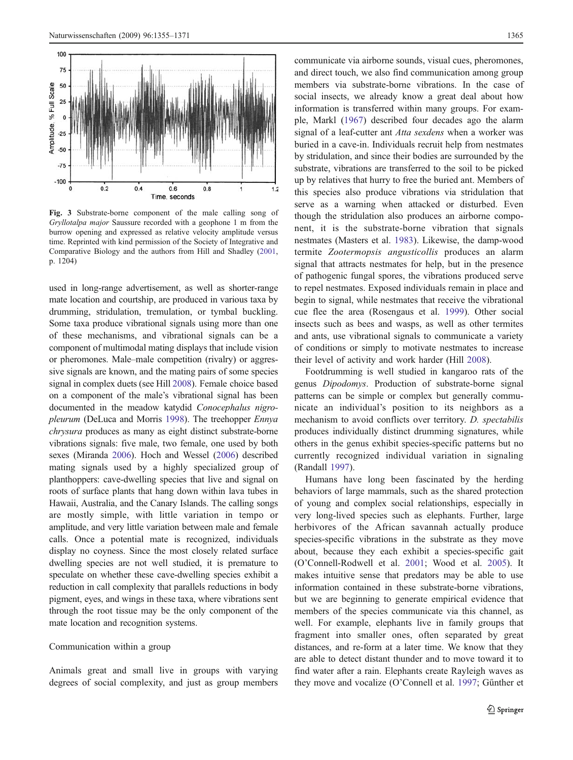Fig. 3 Substrate-borne component of the male calling song of *Gryllotalpa major* Saussure recorded with a geophone 1 m from the burrow opening and expressed as relative velocity amplitude versus time. Reprinted with kind permission of the Society of Integrative and Comparative Biology and the authors from Hill and Shadley (2001, p. 1204)

used in long-range advertisement, as well as shorter-range mate location and courtship, are produced in various taxa by drumming, stridulation, tremulation, or tymbal buckling. Some taxa produce vibrational signals using more than one of these mechanisms, and vibrational signals can be a component of multimodal mating displays that include vision or pheromones. Male–male competition (rivalry) or aggressive signals are known, and the mating pairs of some species signal in complex duets (see Hill 2008). Female choice based on a component of the male's vibrational signal has been documented in the meadow katydid *Conocephalus nigropleurum* (DeLuca and Morris 1998). The treehopper *Ennya chrysura* produces as many as eight distinct substrate-borne vibrations signals: five male, two female, one used by both sexes (Miranda 2006). Hoch and Wessel (2006) described mating signals used by a highly specialized group of planthoppers: cave-dwelling species that live and signal on roots of surface plants that hang down within lava tubes in Hawaii, Australia, and the Canary Islands. The calling songs are mostly simple, with little variation in tempo or amplitude, and very little variation between male and female calls. Once a potential mate is recognized, individuals display no coyness. Since the most closely related surface dwelling species are not well studied, it is premature to speculate on whether these cave-dwelling species exhibit a reduction in call complexity that parallels reductions in body pigment, eyes, and wings in these taxa, where vibrations sent through the root tissue may be the only component of the mate location and recognition systems.

## Communication within a group

Animals great and small live in groups with varying degrees of social complexity, and just as group members communicate via airborne sounds, visual cues, pheromones, and direct touch, we also find communication among group members via substrate-borne vibrations. In the case of social insects, we already know a great deal about how information is transferred within many groups. For example, Markl (1967) described four decades ago the alarm signal of a leaf-cutter ant *Atta sexdens* when a worker was buried in a cave-in. Individuals recruit help from nestmates by stridulation, and since their bodies are surrounded by the substrate, vibrations are transferred to the soil to be picked up by relatives that hurry to free the buried ant. Members of this species also produce vibrations via stridulation that serve as a warning when attacked or disturbed. Even though the stridulation also produces an airborne component, it is the substrate-borne vibration that signals nestmates (Masters et al. 1983). Likewise, the damp-wood termite *Zootermopsis angusticollis* produces an alarm signal that attracts nestmates for help, but in the presence of pathogenic fungal spores, the vibrations produced serve to repel nestmates. Exposed individuals remain in place and begin to signal, while nestmates that receive the vibrational cue flee the area (Rosengaus et al. 1999). Other social insects such as bees and wasps, as well as other termites and ants, use vibrational signals to communicate a variety of conditions or simply to motivate nestmates to increase their level of activity and work harder (Hill 2008).

Footdrumming is well studied in kangaroo rats of the genus *Dipodomys*. Production of substrate-borne signal patterns can be simple or complex but generally communicate an individual's position to its neighbors as a mechanism to avoid conflicts over territory. *D. spectabilis* produces individually distinct drumming signatures, while others in the genus exhibit species-specific patterns but no currently recognized individual variation in signaling (Randall 1997).

Humans have long been fascinated by the herding behaviors of large mammals, such as the shared protection of young and complex social relationships, especially in very long-lived species such as elephants. Further, large herbivores of the African savannah actually produce species-specific vibrations in the substrate as they move about, because they each exhibit a species-specific gait (O'Connell-Rodwell et al. 2001; Wood et al. 2005). It makes intuitive sense that predators may be able to use information contained in these substrate-borne vibrations, but we are beginning to generate empirical evidence that members of the species communicate via this channel, as well. For example, elephants live in family groups that fragment into smaller ones, often separated by great distances, and re-form at a later time. We know that they are able to detect distant thunder and to move toward it to find water after a rain. Elephants create Rayleigh waves as they move and vocalize (O'Connell et al. 1997; Günther et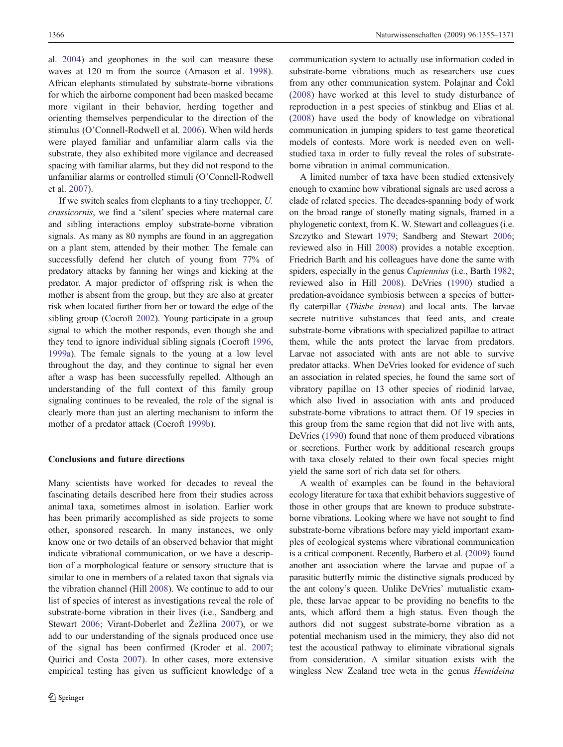al. 2004) and geophones in the soil can measure these waves at 120 m from the source (Arnason et al. 1998). African elephants stimulated by substrate-borne vibrations for which the airborne component had been masked became more vigilant in their behavior, herding together and orienting themselves perpendicular to the direction of the stimulus (O'Connell-Rodwell et al. 2006). When wild herds were played familiar and unfamiliar alarm calls via the substrate, they also exhibited more vigilance and decreased spacing with familiar alarms, but they did not respond to the unfamiliar alarms or controlled stimuli (O'Connell-Rodwell et al. 2007).

If we switch scales from elephants to a tiny treehopper, *U. crassicornis*, we find a 'silent' species where maternal care and sibling interactions employ substrate-borne vibration signals. As many as 80 nymphs are found in an aggregation on a plant stem, attended by their mother. The female can successfully defend her clutch of young from 77% of predatory attacks by fanning her wings and kicking at the predator. A major predictor of offspring risk is when the mother is absent from the group, but they are also at greater risk when located further from her or toward the edge of the sibling group (Cocroft 2002). Young participate in a group signal to which the mother responds, even though she and they tend to ignore individual sibling signals (Cocroft 1996, 1999a). The female signals to the young at a low level throughout the day, and they continue to signal her even after a wasp has been successfully repelled. Although an understanding of the full context of this family group signaling continues to be revealed, the role of the signal is clearly more than just an alerting mechanism to inform the mother of a predator attack (Cocroft 1999b).

## Conclusions and future directions

Many scientists have worked for decades to reveal the fascinating details described here from their studies across animal taxa, sometimes almost in isolation. Earlier work has been primarily accomplished as side projects to some other, sponsored research. In many instances, we only know one or two details of an observed behavior that might indicate vibrational communication, or we have a description of a morphological feature or sensory structure that is similar to one in members of a related taxon that signals via the vibration channel (Hill 2008). We continue to add to our list of species of interest as investigations reveal the role of substrate-borne vibration in their lives (i.e., Sandberg and Stewart 2006; Virant-Doberlet and Žežlina 2007), or we add to our understanding of the signals produced once use of the signal has been confirmed (Kroder et al. 2007; Quirici and Costa 2007). In other cases, more extensive empirical testing has given us sufficient knowledge of a communication system to actually use information coded in substrate-borne vibrations much as researchers use cues from any other communication system. Polajnar and Čokl (2008) have worked at this level to study disturbance of reproduction in a pest species of stinkbug and Elias et al. (2008) have used the body of knowledge on vibrational communication in jumping spiders to test game theoretical models of contests. More work is needed even on well-studied taxa in order to fully reveal the roles of substrate-borne vibration in animal communication.

A limited number of taxa have been studied extensively enough to examine how vibrational signals are used across a clade of related species. The decades-spanning body of work on the broad range of stonefly mating signals, framed in a phylogenetic context, from K. W. Stewart and colleagues (i.e. Szczytko and Stewart 1979; Sandberg and Stewart 2006; reviewed also in Hill 2008) provides a notable exception. Friedrich Barth and his colleagues have done the same with spiders, especially in the genus *Cupiennius* (i.e., Barth 1982; reviewed also in Hill 2008). DeVries (1990) studied a predation-avoidance symbiosis between a species of butterfly caterpillar (*Thisbe irenea*) and local ants. The larvae secrete nutritive substances that feed ants, and create substrate-borne vibrations with specialized papillae to attract them, while the ants protect the larvae from predators. Larvae not associated with ants are not able to survive predator attacks. When DeVries looked for evidence of such an association in related species, he found the same sort of vibratory papillae on 13 other species of riodinid larvae, which also lived in association with ants and produced substrate-borne vibrations to attract them. Of 19 species in this group from the same region that did not live with ants, DeVries (1990) found that none of them produced vibrations or secretions. Further work by additional research groups with taxa closely related to their own focal species might yield the same sort of rich data set for others.

A wealth of examples can be found in the behavioral ecology literature for taxa that exhibit behaviors suggestive of those in other groups that are known to produce substrate-borne vibrations. Looking where we have not sought to find substrate-borne vibrations before may yield important examples of ecological systems where vibrational communication is a critical component. Recently, Barbero et al. (2009) found another ant association where the larvae and pupae of a parasitic butterfly mimic the distinctive signals produced by the ant colony's queen. Unlike DeVries' mutualistic example, these larvae appear to be providing no benefits to the ants, which afford them a high status. Even though the authors did not suggest substrate-borne vibration as a potential mechanism used in the mimicry, they also did not test the acoustical pathway to eliminate vibrational signals from consideration. A similar situation exists with the wingless New Zealand tree weta in the genus *Hemideina*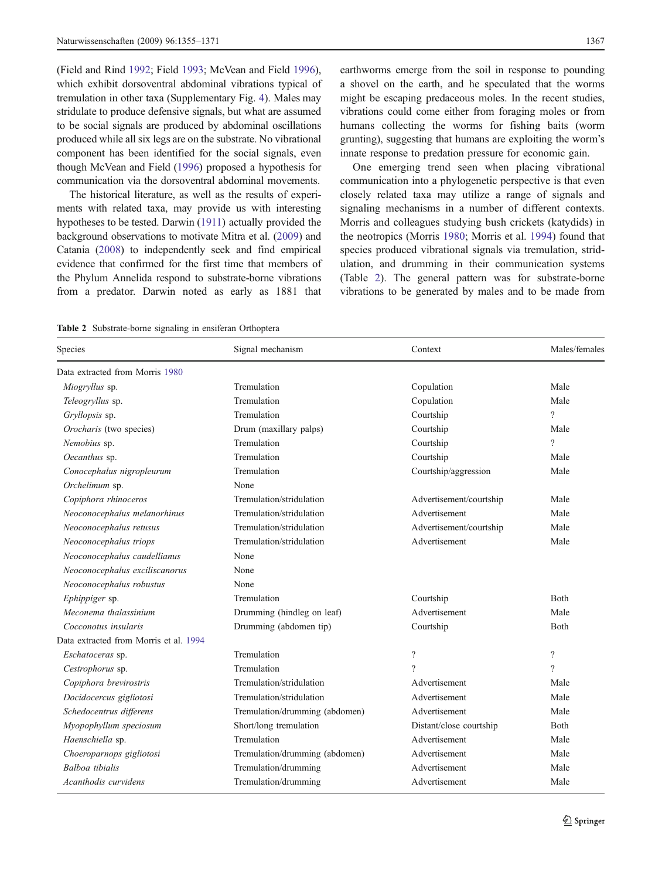(Field and Rind 1992; Field 1993; McVean and Field 1996), which exhibit dorsoventral abdominal vibrations typical of tremulation in other taxa (Supplementary Fig. 4). Males may stridulate to produce defensive signals, but what are assumed to be social signals are produced by abdominal oscillations produced while all six legs are on the substrate. No vibrational component has been identified for the social signals, even though McVean and Field (1996) proposed a hypothesis for communication via the dorsoventral abdominal movements.

The historical literature, as well as the results of experiments with related taxa, may provide us with interesting hypotheses to be tested. Darwin (1911) actually provided the background observations to motivate Mitra et al. (2009) and Catania (2008) to independently seek and find empirical evidence that confirmed for the first time that members of the Phylum Annelida respond to substrate-borne vibrations from a predator. Darwin noted as early as 1881 that earthworms emerge from the soil in response to pounding a shovel on the earth, and he speculated that the worms might be escaping predaceous moles. In the recent studies, vibrations could come either from foraging moles or from humans collecting the worms for fishing baits (worm grunting), suggesting that humans are exploiting the worm's innate response to predation pressure for economic gain.

One emerging trend seen when placing vibrational communication into a phylogenetic perspective is that even closely related taxa may utilize a range of signals and signaling mechanisms in a number of different contexts. Morris and colleagues studying bush crickets (katydids) in the neotropics (Morris 1980; Morris et al. 1994) found that species produced vibrational signals via tremulation, stridulation, and drumming in their communication systems (Table 2). The general pattern was for substrate-borne vibrations to be generated by males and to be made from

**Table 2** Substrate-borne signaling in ensiferan Orthoptera

| Species | Signal mechanism | Context | Males/females |
|---|---|---|---|
| Data extracted from Morris 1980 | | | |
| *Miogryllus* sp. | Tremulation | Copulation | Male |
| *Teleogryllus* sp. | Tremulation | Copulation | Male |
| *Gryllopsis* sp. | Tremulation | Courtship | ? |
| *Orocharis* (two species) | Drum (maxillary palps) | Courtship | Male |
| *Nemobius* sp. | Tremulation | Courtship | ? |
| *Oecanthus* sp. | Tremulation | Courtship | Male |
| *Conocephalus nigropleurum* | Tremulation | Courtship/aggression | Male |
| *Orchelimum* sp. | None | | |
| *Copiphora rhinoceros* | Tremulation/stridulation | Advertisement/courtship | Male |
| *Neoconocephalus melanorhinus* | Tremulation/stridulation | Advertisement | Male |
| *Neoconocephalus retusus* | Tremulation/stridulation | Advertisement/courtship | Male |
| *Neoconocephalus triops* | Tremulation/stridulation | Advertisement | Male |
| *Neoconocephalus caudellianus* | None | | |
| *Neoconocephalus exciliscanorus* | None | | |
| *Neoconocephalus robustus* | None | | |
| *Ephippiger* sp. | Tremulation | Courtship | Both |
| *Meconema thalassinium* | Drumming (hindleg on leaf) | Advertisement | Male |
| *Cocconotus insularis* | Drumming (abdomen tip) | Courtship | Both |
| Data extracted from Morris et al. 1994 | | | |
| *Eschatoceras* sp. | Tremulation | ? | ? |
| *Cestrophorus* sp. | Tremulation | ? | ? |
| *Copiphora brevirostris* | Tremulation/stridulation | Advertisement | Male |
| *Docidocercus gigliotosi* | Tremulation/stridulation | Advertisement | Male |
| *Schedocentrus differens* | Tremulation/drumming (abdomen) | Advertisement | Male |
| *Myopophyllum speciosum* | Short/long tremulation | Distant/close courtship | Both |
| *Haenschiella* sp. | Tremulation | Advertisement | Male |
| *Choeroparnops gigliotosi* | Tremulation/drumming (abdomen) | Advertisement | Male |
| *Balboa tibialis* | Tremulation/drumming | Advertisement | Male |
| *Acanthodis curvidens* | Tremulation/drumming | Advertisement | Male |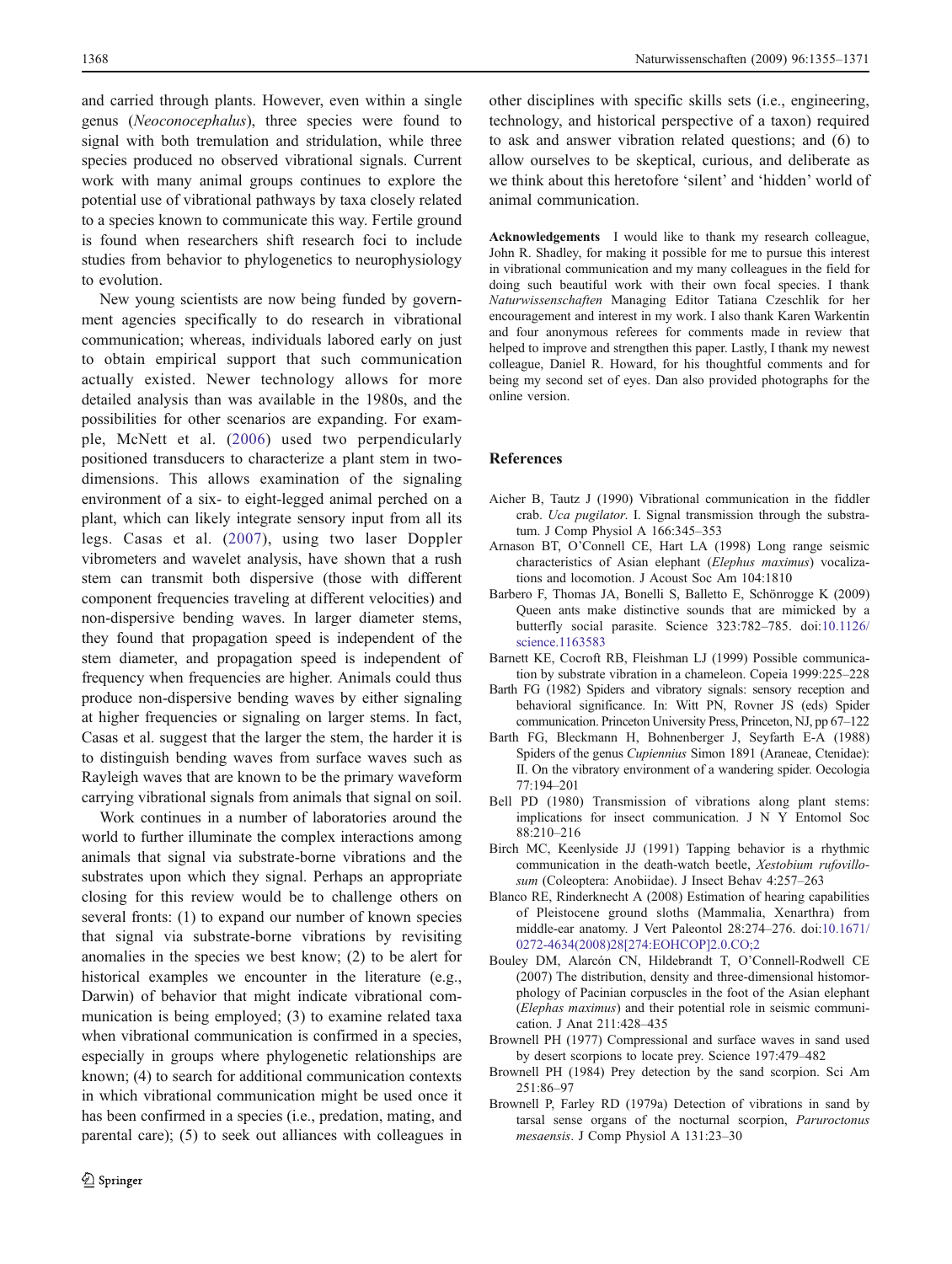and carried through plants. However, even within a single genus (*Neoconocephalus*), three species were found to signal with both tremulation and stridulation, while three species produced no observed vibrational signals. Current work with many animal groups continues to explore the potential use of vibrational pathways by taxa closely related to a species known to communicate this way. Fertile ground is found when researchers shift research foci to include studies from behavior to phylogenetics to neurophysiology to evolution.

New young scientists are now being funded by government agencies specifically to do research in vibrational communication; whereas, individuals labored early on just to obtain empirical support that such communication actually existed. Newer technology allows for more detailed analysis than was available in the 1980s, and the possibilities for other scenarios are expanding. For example, McNett et al. (2006) used two perpendicularly positioned transducers to characterize a plant stem in two-dimensions. This allows examination of the signaling environment of a six- to eight-legged animal perched on a plant, which can likely integrate sensory input from all its legs. Casas et al. (2007), using two laser Doppler vibrometers and wavelet analysis, have shown that a rush stem can transmit both dispersive (those with different component frequencies traveling at different velocities) and non-dispersive bending waves. In larger diameter stems, they found that propagation speed is independent of the stem diameter, and propagation speed is independent of frequency when frequencies are higher. Animals could thus produce non-dispersive bending waves by either signaling at higher frequencies or signaling on larger stems. In fact, Casas et al. suggest that the larger the stem, the harder it is to distinguish bending waves from surface waves such as Rayleigh waves that are known to be the primary waveform carrying vibrational signals from animals that signal on soil.

Work continues in a number of laboratories around the world to further illuminate the complex interactions among animals that signal via substrate-borne vibrations and the substrates upon which they signal. Perhaps an appropriate closing for this review would be to challenge others on several fronts: (1) to expand our number of known species that signal via substrate-borne vibrations by revisiting anomalies in the species we best know; (2) to be alert for historical examples we encounter in the literature (e.g., Darwin) of behavior that might indicate vibrational communication is being employed; (3) to examine related taxa when vibrational communication is confirmed in a species, especially in groups where phylogenetic relationships are known; (4) to search for additional communication contexts in which vibrational communication might be used once it has been confirmed in a species (i.e., predation, mating, and parental care); (5) to seek out alliances with colleagues in other disciplines with specific skills sets (i.e., engineering, technology, and historical perspective of a taxon) required to ask and answer vibration related questions; and (6) to allow ourselves to be skeptical, curious, and deliberate as we think about this heretofore 'silent' and 'hidden' world of animal communication.

**Acknowledgements** I would like to thank my research colleague, John R. Shadley, for making it possible for me to pursue this interest in vibrational communication and my many colleagues in the field for doing such beautiful work with their own focal species. I thank *Naturwissenschaften* Managing Editor Tatiana Czeschlik for her encouragement and interest in my work. I also thank Karen Warkentin and four anonymous referees for comments made in review that helped to improve and strengthen this paper. Lastly, I thank my newest colleague, Daniel R. Howard, for his thoughtful comments and for being my second set of eyes. Dan also provided photographs for the online version.

## References

Aicher B, Tautz J (1990) Vibrational communication in the fiddler crab. *Uca pugilator*. I. Signal transmission through the substratum. J Comp Physiol A 166:345–353

Arnason BT, O'Connell CE, Hart LA (1998) Long range seismic characteristics of Asian elephant (*Elephus maximus*) vocalizations and locomotion. J Acoust Soc Am 104:1810

Barbero F, Thomas JA, Bonelli S, Balletto E, Schönrogge K (2009) Queen ants make distinctive sounds that are mimicked by a butterfly social parasite. Science 323:782–785. doi:10.1126/science.1163583

Barnett KE, Cocroft RB, Fleishman LJ (1999) Possible communication by substrate vibration in a chameleon. Copeia 1999:225–228

Barth FG (1982) Spiders and vibratory signals: sensory reception and behavioral significance. In: Witt PN, Rovner JS (eds) Spider communication. Princeton University Press, Princeton, NJ, pp 67–122

Barth FG, Bleckmann H, Bohnenberger J, Seyfarth E-A (1988) Spiders of the genus *Cupiennius* Simon 1891 (Araneae, Ctenidae): II. On the vibratory environment of a wandering spider. Oecologia 77:194–201

Bell PD (1980) Transmission of vibrations along plant stems: implications for insect communication. J N Y Entomol Soc 88:210–216

Birch MC, Keenlyside JJ (1991) Tapping behavior is a rhythmic communication in the death-watch beetle, *Xestobium rufovillosum* (Coleoptera: Anobiidae). J Insect Behav 4:257–263

Blanco RE, Rinderknecht A (2008) Estimation of hearing capabilities of Pleistocene ground sloths (Mammalia, Xenarthra) from middle-ear anatomy. J Vert Paleontol 28:274–276. doi:10.1671/0272-4634(2008)28[274:EOHCOP]2.0.CO;2

Bouley DM, Alarcón CN, Hildebrandt T, O'Connell-Rodwell CE (2007) The distribution, density and three-dimensional histomorphology of Pacinian corpuscles in the foot of the Asian elephant (*Elephas maximus*) and their potential role in seismic communication. J Anat 211:428–435

Brownell PH (1977) Compressional and surface waves in sand used by desert scorpions to locate prey. Science 197:479–482

Brownell PH (1984) Prey detection by the sand scorpion. Sci Am 251:86–97

Brownell P, Farley RD (1979a) Detection of vibrations in sand by tarsal sense organs of the nocturnal scorpion, *Paruroctonus mesaensis*. J Comp Physiol A 131:23–30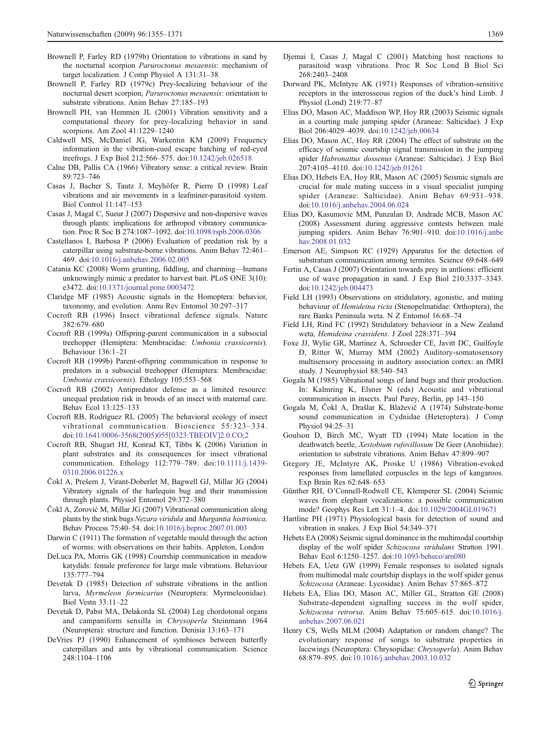Brownell P, Farley RD (1979b) Orientation to vibrations in sand by the nocturnal scorpion *Paruroctonus mesaensis*: mechanism of target localization. J Comp Physiol A 131:31–38

Brownell P, Farley RD (1979c) Prey-localizing behaviour of the nocturnal desert scorpion, *Paruroctonus mesaensis*: orientation to substrate vibrations. Anim Behav 27:185–193

Brownell PH, van Hemmen JL (2001) Vibration sensitivity and a computational theory for prey-localizing behavior in sand scorpions. Am Zool 41:1229–1240

Caldwell MS, McDaniel JG, Warkentin KM (2009) Frequency information in the vibration-cued escape hatching of red-eyed treefrogs. J Exp Biol 212:566–575. doi:10.1242/jeb.026518

Calne DB, Pallis CA (1966) Vibratory sense: a critical review. Brain 89:723–746

Casas J, Bacher S, Tautz J, Meyhöfer R, Pierre D (1998) Leaf vibrations and air movements in a leafminer-parasitoid system. Biol Control 11:147–153

Casas J, Magal C, Sueur J (2007) Dispersive and non-dispersive waves through plants: implications for arthropod vibratory communication. Proc R Soc B 274:1087–1092. doi:10.1098/rspb.2006.0306

Castellanos I, Barbosa P (2006) Evaluation of predation risk by a caterpillar using substrate-borne vibrations. Anim Behav 72:461–469. doi:10.1016/j.anbehav.2006.02.005

Catania KC (2008) Worm grunting, fiddling, and charming—humans unknowingly mimic a predator to harvest bait. PLoS ONE 3(10): e3472. doi:10.1371/journal.pone.0003472

Claridge MF (1985) Acoustic signals in the Homoptera: behavior, taxonomy, and evolution. Annu Rev Entomol 30:297–317

Cocroft RB (1996) Insect vibrational defence signals. Nature 382:679–680

Cocroft RB (1999a) Offspring-parent communication in a subsocial treehopper (Hemiptera: Membracidae: *Umbonia crassicornis*). Behaviour 136:1–21

Cocroft RB (1999b) Parent-offspring communication in response to predators in a subsocial treehopper (Hemiptera: Membracidae: *Umbonia crassicornis*). Ethology 105:553–568

Cocroft RB (2002) Antipredator defense as a limited resource: unequal predation risk in broods of an insect with maternal care. Behav Ecol 13:125–133

Cocroft RB, Rodríguez RL (2005) The behavioral ecology of insect vibrational communication. Bioscience 55:323–334. doi:10.1641/0006-3568(2005)055[0323:TBEOIV]2.0.CO;2

Cocroft RB, Shugart HJ, Konrad KT, Tibbs K (2006) Variation in plant substrates and its consequences for insect vibrational communication. Ethology 112:779–789. doi:10.1111/j.1439-0310.2006.01226.x

Čokl A, Prešern J, Virant-Doberlet M, Bagwell GJ, Millar JG (2004) Vibratory signals of the harlequin bug and their transmission through plants. Physiol Entomol 29:372–380

Čokl A, Zorović M, Millar JG (2007) Vibrational communication along plants by the stink bugs *Nezara viridula* and *Murgantia histrionica*. Behav Process 75:40–54. doi:10.1016/j.beproc.2007.01.003

Darwin C (1911) The formation of vegetable mould through the action of worms: with observations on their habits. Appleton, London

DeLuca PA, Morris GK (1998) Courtship communication in meadow katydids: female preference for large male vibrations. Behaviour 135:777–794

Devetak D (1985) Detection of substrate vibrations in the antlion larva, *Myrmeleon formicarius* (Neuroptera: Myrmeleonidae). Biol Vestn 33:11–22

Devetak D, Pabst MA, Delakorda SL (2004) Leg chordotonal organs and campaniform sensilla in *Chrysoperla* Steinmann 1964 (Neuroptera): structure and function. Denisia 13:163–171

DeVries PJ (1990) Enhancement of symbioses between butterfly caterpillars and ants by vibrational communication. Science 248:1104–1106

Djemai I, Casas J, Magal C (2001) Matching host reactions to parasitoid wasp vibrations. Proc R Soc Lond B Biol Sci 268:2403–2408

Dorward PK, McIntyre AK (1971) Responses of vibration-sensitive receptors in the interosseous region of the duck's hind Limb. J Physiol (Lond) 219:77–87

Elias DO, Mason AC, Maddison WP, Hoy RR (2003) Seismic signals in a courting male jumping spider (Araneae: Salticidae). J Exp Biol 206:4029–4039. doi:10.1242/jeb.00634

Elias DO, Mason AC, Hoy RR (2004) The effect of substrate on the efficacy of seismic courtship signal transmission in the jumping spider *Habronattus dossenus* (Araneae: Salticidae). J Exp Biol 207:4105–4110. doi:10.1242/jeb.01261

Elias DO, Hebets EA, Hoy RR, Mason AC (2005) Seismic signals are crucial for male mating success in a visual specialist jumping spider (Araneae: Salticidae). Anim Behav 69:931–938. doi:10.1016/j.anbehav.2004.06.024

Elias DO, Kasumovic MM, Punzalan D, Andrade MCB, Mason AC (2008) Assessment during aggressive contests between male jumping spiders. Anim Behav 76:901–910. doi:10.1016/j.anbehav.2008.01.032

Emerson AE, Simpson RC (1929) Apparatus for the detection of substratum communication among termites. Science 69:648–649

Fertin A, Casas J (2007) Orientation towards prey in antlions: efficient use of wave propagation in sand. J Exp Biol 210:3337–3343. doi:10.1242/jeb.004473

Field LH (1993) Observations on stridulatory, agonistic, and mating behaviour of *Hemideina ricta* (Stenopelmatidae: Orthoptera), the rare Banks Peninsula weta. N Z Entomol 16:68–74

Field LH, Rind FC (1992) Stridulatory behaviour in a New Zealand weta, *Hemideina crassidens*. J Zool 228:371–394

Foxe JJ, Wylie GR, Martinez A, Schroeder CE, Javitt DC, Guilfoyle D, Ritter W, Murray MM (2002) Auditory-somatosensory multisensory processing in auditory association cortex: an fMRI study. J Neurophysiol 88:540–543

Gogala M (1985) Vibrational songs of land bugs and their production. In: Kalmring K, Elsner N (eds) Acoustic and vibrational communication in insects. Paul Parey, Berlin, pp 143–150

Gogala M, Čokl A, Drašlar K, Blaževič A (1974) Substrate-borne sound communication in Cydnidae (Heteroptera). J Comp Physiol 94:25–31

Goulson D, Birch MC, Wyatt TD (1994) Mate location in the deathwatch beetle, *Xestobium rufovillosum* De Geer (Anobiidae): orientation to substrate vibrations. Anim Behav 47:899–907

Gregory JE, McIntyre AK, Proske U (1986) Vibration-evoked responses from lamellated corpuscles in the legs of kangaroos. Exp Brain Res 62:648–653

Gűnther RH, O'Connell-Rodwell CE, Klemperer SL (2004) Seismic waves from elephant vocalizations: a possible communication mode? Geophys Res Lett 31:1–4. doi:10.1029/2004GL019671

Hartline PH (1971) Physiological basis for detection of sound and vibration in snakes. J Exp Biol 54:349–371

Hebets EA (2008) Seismic signal dominance in the multimodal courtship display of the wolf spider *Schizocosa stridulans* Stratton 1991. Behav Ecol 6:1250–1257. doi:10.1093/beheco/arn080

Hebets EA, Uetz GW (1999) Female responses to isolated signals from multimodal male courtship displays in the wolf spider genus *Schizocosa* (Araneae: Lycosidae). Anim Behav 57:865–872

Hebets EA, Elias DO, Mason AC, Miller GL, Stratton GE (2008) Substrate-dependent signalling success in the wolf spider, *Schizocosa retrorsa*. Anim Behav 75:605–615. doi:10.1016/j.anbehav.2007.06.021

Henry CS, Wells MLM (2004) Adaptation or random change? The evolutionary response of songs to substrate properties in lacewings (Neuroptera: Chrysopidae: *Chrysoperla*). Anim Behav 68:879–895. doi:10.1016/j.anbehav.2003.10.032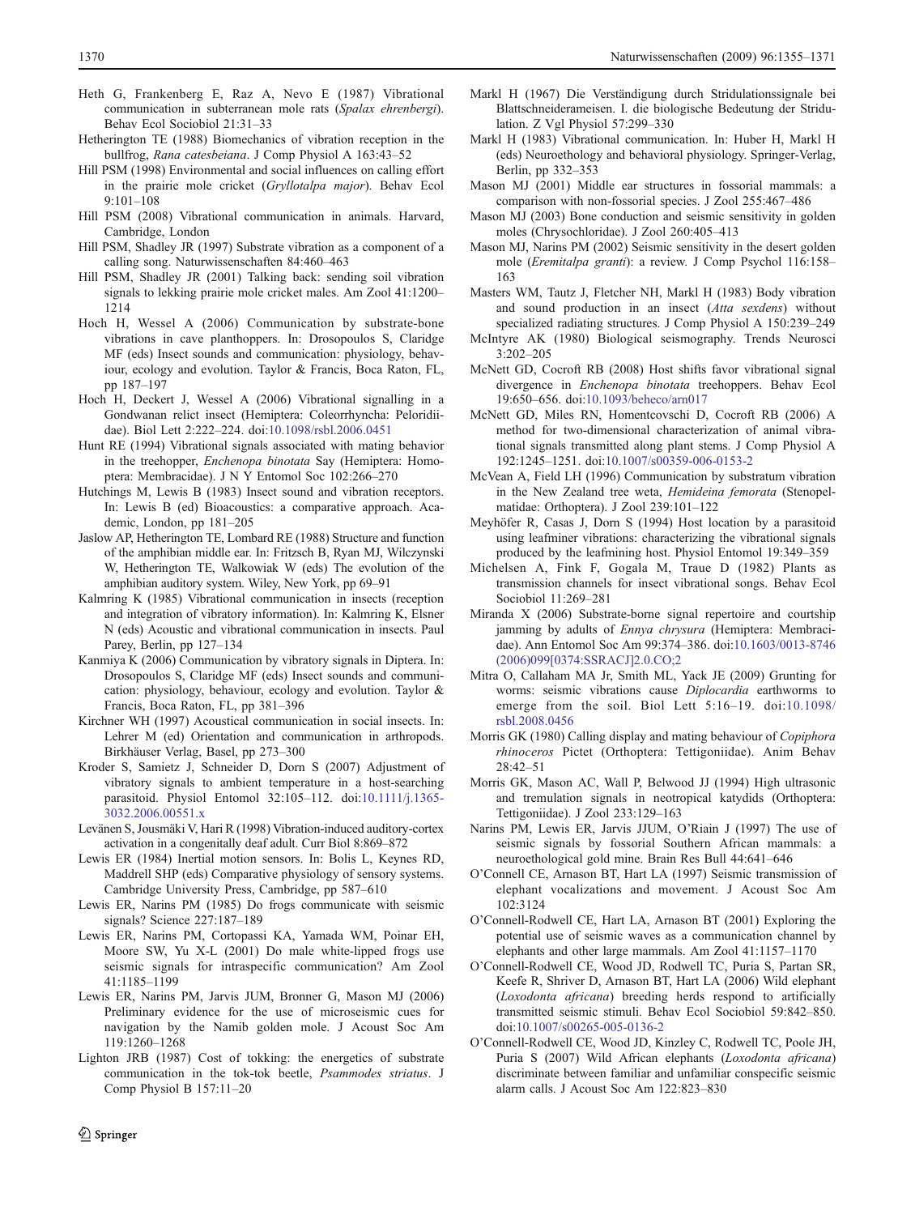Heth G, Frankenberg E, Raz A, Nevo E (1987) Vibrational communication in subterranean mole rats (*Spalax ehrenbergi*). Behav Ecol Sociobiol 21:31–33

Hetherington TE (1988) Biomechanics of vibration reception in the bullfrog, *Rana catesbeiana*. J Comp Physiol A 163:43–52

Hill PSM (1998) Environmental and social influences on calling effort in the prairie mole cricket (*Gryllotalpa major*). Behav Ecol 9:101–108

Hill PSM (2008) Vibrational communication in animals. Harvard, Cambridge, London

Hill PSM, Shadley JR (1997) Substrate vibration as a component of a calling song. Naturwissenschaften 84:460–463

Hill PSM, Shadley JR (2001) Talking back: sending soil vibration signals to lekking prairie mole cricket males. Am Zool 41:1200–1214

Hoch H, Wessel A (2006) Communication by substrate-bone vibrations in cave planthoppers. In: Drosopoulos S, Claridge MF (eds) Insect sounds and communication: physiology, behaviour, ecology and evolution. Taylor & Francis, Boca Raton, FL, pp 187–197

Hoch H, Deckert J, Wessel A (2006) Vibrational signalling in a Gondwanan relict insect (Hemiptera: Coleorrhyncha: Peloridiidae). Biol Lett 2:222–224. doi:10.1098/rsbl.2006.0451

Hunt RE (1994) Vibrational signals associated with mating behavior in the treehopper, *Enchenopa binotata* Say (Hemiptera: Homoptera: Membracidae). J N Y Entomol Soc 102:266–270

Hutchings M, Lewis B (1983) Insect sound and vibration receptors. In: Lewis B (ed) Bioacoustics: a comparative approach. Academic, London, pp 181–205

Jaslow AP, Hetherington TE, Lombard RE (1988) Structure and function of the amphibian middle ear. In: Fritzsch B, Ryan MJ, Wilczynski W, Hetherington TE, Walkowiak W (eds) The evolution of the amphibian auditory system. Wiley, New York, pp 69–91

Kalmring K (1985) Vibrational communication in insects (reception and integration of vibratory information). In: Kalmring K, Elsner N (eds) Acoustic and vibrational communication in insects. Paul Parey, Berlin, pp 127–134

Kanmiya K (2006) Communication by vibratory signals in Diptera. In: Drosopoulos S, Claridge MF (eds) Insect sounds and communication: physiology, behaviour, ecology and evolution. Taylor & Francis, Boca Raton, FL, pp 381–396

Kirchner WH (1997) Acoustical communication in social insects. In: Lehrer M (ed) Orientation and communication in arthropods. Birkhäuser Verlag, Basel, pp 273–300

Kroder S, Samietz J, Schneider D, Dorn S (2007) Adjustment of vibratory signals to ambient temperature in a host-searching parasitoid. Physiol Entomol 32:105–112. doi:10.1111/j.1365-3032.2006.00551.x

Levänen S, Jousmäki V, Hari R (1998) Vibration-induced auditory-cortex activation in a congenitally deaf adult. Curr Biol 8:869–872

Lewis ER (1984) Inertial motion sensors. In: Bolis L, Keynes RD, Maddrell SHP (eds) Comparative physiology of sensory systems. Cambridge University Press, Cambridge, pp 587–610

Lewis ER, Narins PM (1985) Do frogs communicate with seismic signals? Science 227:187–189

Lewis ER, Narins PM, Cortopassi KA, Yamada WM, Poinar EH, Moore SW, Yu X-L (2001) Do male white-lipped frogs use seismic signals for intraspecific communication? Am Zool 41:1185–1199

Lewis ER, Narins PM, Jarvis JUM, Bronner G, Mason MJ (2006) Preliminary evidence for the use of microseismic cues for navigation by the Namib golden mole. J Acoust Soc Am 119:1260–1268

Lighton JRB (1987) Cost of tokking: the energetics of substrate communication in the tok-tok beetle, *Psammodes striatus*. J Comp Physiol B 157:11–20

Markl H (1967) Die Verständigung durch Stridulationssignale bei Blattschneiderameisen. I. die biologische Bedeutung der Stridulation. Z Vgl Physiol 57:299–330

Markl H (1983) Vibrational communication. In: Huber H, Markl H (eds) Neuroethology and behavioral physiology. Springer-Verlag, Berlin, pp 332–353

Mason MJ (2001) Middle ear structures in fossorial mammals: a comparison with non-fossorial species. J Zool 255:467–486

Mason MJ (2003) Bone conduction and seismic sensitivity in golden moles (Chrysochloridae). J Zool 260:405–413

Mason MJ, Narins PM (2002) Seismic sensitivity in the desert golden mole (*Eremitalpa granti*): a review. J Comp Psychol 116:158–163

Masters WM, Tautz J, Fletcher NH, Markl H (1983) Body vibration and sound production in an insect (*Atta sexdens*) without specialized radiating structures. J Comp Physiol A 150:239–249

McIntyre AK (1980) Biological seismography. Trends Neurosci 3:202–205

McNett GD, Cocroft RB (2008) Host shifts favor vibrational signal divergence in *Enchenopa binotata* treehoppers. Behav Ecol 19:650–656. doi:10.1093/beheco/arn017

McNett GD, Miles RN, Homentcovschi D, Cocroft RB (2006) A method for two-dimensional characterization of animal vibrational signals transmitted along plant stems. J Comp Physiol A 192:1245–1251. doi:10.1007/s00359-006-0153-2

McVean A, Field LH (1996) Communication by substratum vibration in the New Zealand tree weta, *Hemideina femorata* (Stenopelmatidae: Orthoptera). J Zool 239:101–122

Meyhöfer R, Casas J, Dorn S (1994) Host location by a parasitoid using leafminer vibrations: characterizing the vibrational signals produced by the leafmining host. Physiol Entomol 19:349–359

Michelsen A, Fink F, Gogala M, Traue D (1982) Plants as transmission channels for insect vibrational songs. Behav Ecol Sociobiol 11:269–281

Miranda X (2006) Substrate-borne signal repertoire and courtship jamming by adults of *Ennya chrysura* (Hemiptera: Membracidae). Ann Entomol Soc Am 99:374–386. doi:10.1603/0013-8746(2006)099[0374:SSRACJ]2.0.CO;2

Mitra O, Callaham MA Jr, Smith ML, Yack JE (2009) Grunting for worms: seismic vibrations cause *Diplocardia* earthworms to emerge from the soil. Biol Lett 5:16–19. doi:10.1098/rsbl.2008.0456

Morris GK (1980) Calling display and mating behaviour of *Copiphora rhinoceros* Pictet (Orthoptera: Tettigoniidae). Anim Behav 28:42–51

Morris GK, Mason AC, Wall P, Belwood JJ (1994) High ultrasonic and tremulation signals in neotropical katydids (Orthoptera: Tettigoniidae). J Zool 233:129–163

Narins PM, Lewis ER, Jarvis JJUM, O'Riain J (1997) The use of seismic signals by fossorial Southern African mammals: a neuroethological gold mine. Brain Res Bull 44:641–646

O'Connell CE, Arnason BT, Hart LA (1997) Seismic transmission of elephant vocalizations and movement. J Acoust Soc Am 102:3124

O'Connell-Rodwell CE, Hart LA, Arnason BT (2001) Exploring the potential use of seismic waves as a communication channel by elephants and other large mammals. Am Zool 41:1157–1170

O'Connell-Rodwell CE, Wood JD, Rodwell TC, Puria S, Partan SR, Keefe R, Shriver D, Arnason BT, Hart LA (2006) Wild elephant (*Loxodonta africana*) breeding herds respond to artificially transmitted seismic stimuli. Behav Ecol Sociobiol 59:842–850. doi:10.1007/s00265-005-0136-2

O'Connell-Rodwell CE, Wood JD, Kinzley C, Rodwell TC, Poole JH, Puria S (2007) Wild African elephants (*Loxodonta africana*) discriminate between familiar and unfamiliar conspecific seismic alarm calls. J Acoust Soc Am 122:823–830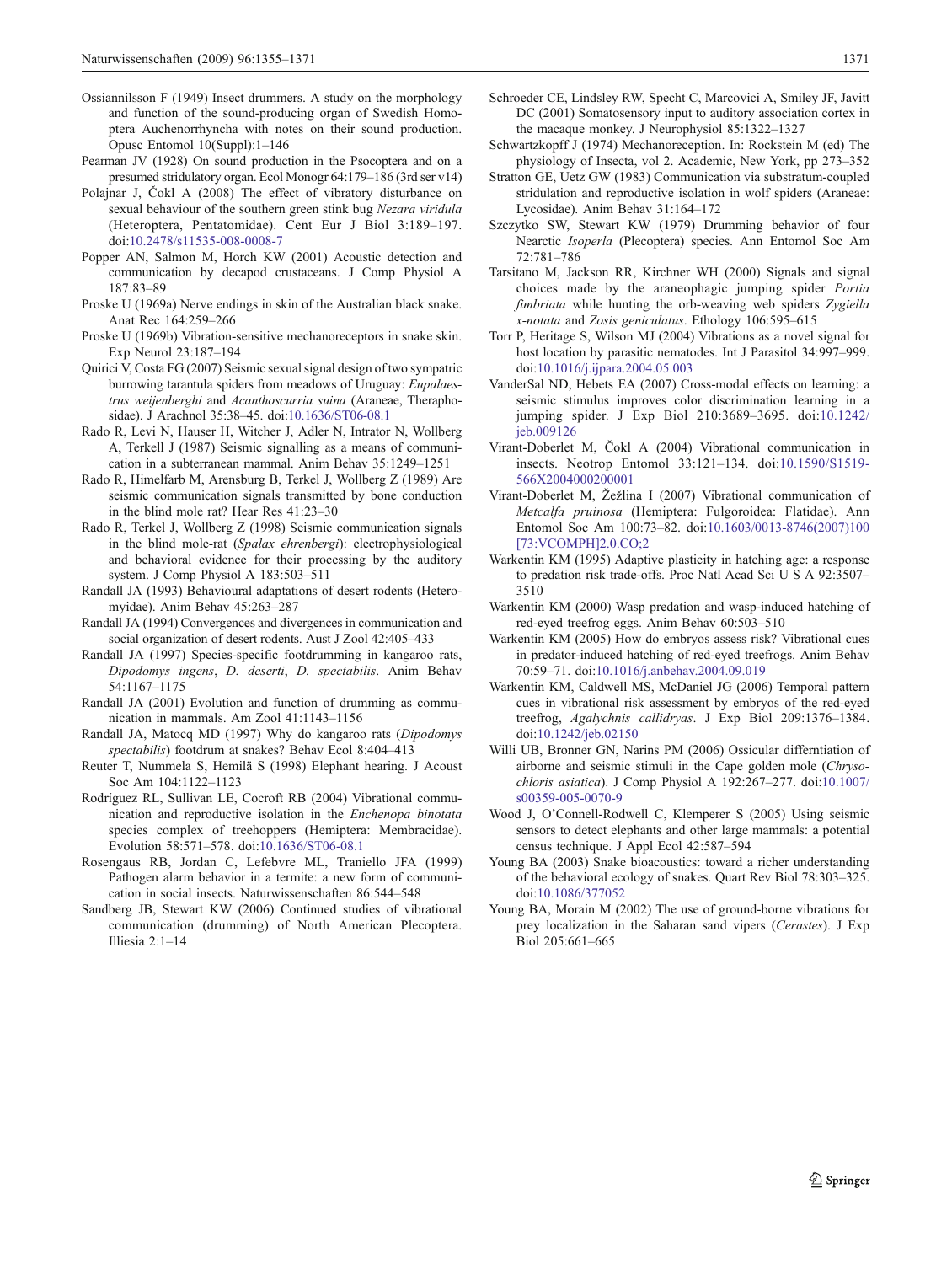Ossiannilsson F (1949) Insect drummers. A study on the morphology and function of the sound-producing organ of Swedish Homoptera Auchenorrhyncha with notes on their sound production. Opusc Entomol 10(Suppl):1–146

Pearman JV (1928) On sound production in the Psocoptera and on a presumed stridulatory organ. Ecol Monogr 64:179–186 (3rd ser v14)

Polajnar J, Čokl A (2008) The effect of vibratory disturbance on sexual behaviour of the southern green stink bug *Nezara viridula* (Heteroptera, Pentatomidae). Cent Eur J Biol 3:189–197. doi:10.2478/s11535-008-0008-7

Popper AN, Salmon M, Horch KW (2001) Acoustic detection and communication by decapod crustaceans. J Comp Physiol A 187:83–89

Proske U (1969a) Nerve endings in skin of the Australian black snake. Anat Rec 164:259–266

Proske U (1969b) Vibration-sensitive mechanoreceptors in snake skin. Exp Neurol 23:187–194

Quirici V, Costa FG (2007) Seismic sexual signal design of two sympatric burrowing tarantula spiders from meadows of Uruguay: *Eupalaestrus weijenberghi* and *Acanthoscurria suina* (Araneae, Theraphosidae). J Arachnol 35:38–45. doi:10.1636/ST06-08.1

Rado R, Levi N, Hauser H, Witcher J, Adler N, Intrator N, Wollberg A, Terkell J (1987) Seismic signalling as a means of communication in a subterranean mammal. Anim Behav 35:1249–1251

Rado R, Himelfarb M, Arensburg B, Terkel J, Wollberg Z (1989) Are seismic communication signals transmitted by bone conduction in the blind mole rat? Hear Res 41:23–30

Rado R, Terkel J, Wollberg Z (1998) Seismic communication signals in the blind mole-rat (*Spalax ehrenbergi*): electrophysiological and behavioral evidence for their processing by the auditory system. J Comp Physiol A 183:503–511

Randall JA (1993) Behavioural adaptations of desert rodents (Heteromyidae). Anim Behav 45:263–287

Randall JA (1994) Convergences and divergences in communication and social organization of desert rodents. Aust J Zool 42:405–433

Randall JA (1997) Species-specific footdrumming in kangaroo rats, *Dipodomys ingens*, *D. deserti*, *D. spectabilis*. Anim Behav 54:1167–1175

Randall JA (2001) Evolution and function of drumming as communication in mammals. Am Zool 41:1143–1156

Randall JA, Matocq MD (1997) Why do kangaroo rats (*Dipodomys spectabilis*) footdrum at snakes? Behav Ecol 8:404–413

Reuter T, Nummela S, Hemilä S (1998) Elephant hearing. J Acoust Soc Am 104:1122–1123

Rodríguez RL, Sullivan LE, Cocroft RB (2004) Vibrational communication and reproductive isolation in the *Enchenopa binotata* species complex of treehoppers (Hemiptera: Membracidae). Evolution 58:571–578. doi:10.1636/ST06-08.1

Rosengaus RB, Jordan C, Lefebvre ML, Traniello JFA (1999) Pathogen alarm behavior in a termite: a new form of communication in social insects. Naturwissenschaften 86:544–548

Sandberg JB, Stewart KW (2006) Continued studies of vibrational communication (drumming) of North American Plecoptera. Illiesia 2:1–14

Schroeder CE, Lindsley RW, Specht C, Marcovici A, Smiley JF, Javitt DC (2001) Somatosensory input to auditory association cortex in the macaque monkey. J Neurophysiol 85:1322–1327

Schwartzkopff J (1974) Mechanoreception. In: Rockstein M (ed) The physiology of Insecta, vol 2. Academic, New York, pp 273–352

Stratton GE, Uetz GW (1983) Communication via substratum-coupled stridulation and reproductive isolation in wolf spiders (Araneae: Lycosidae). Anim Behav 31:164–172

Szczytko SW, Stewart KW (1979) Drumming behavior of four Nearctic *Isoperla* (Plecoptera) species. Ann Entomol Soc Am 72:781–786

Tarsitano M, Jackson RR, Kirchner WH (2000) Signals and signal choices made by the araneophagic jumping spider *Portia fimbriata* while hunting the orb-weaving web spiders *Zygiella x-notata* and *Zosis geniculatus*. Ethology 106:595–615

Torr P, Heritage S, Wilson MJ (2004) Vibrations as a novel signal for host location by parasitic nematodes. Int J Parasitol 34:997–999. doi:10.1016/j.ijpara.2004.05.003

VanderSal ND, Hebets EA (2007) Cross-modal effects on learning: a seismic stimulus improves color discrimination learning in a jumping spider. J Exp Biol 210:3689–3695. doi:10.1242/jeb.009126

Virant-Doberlet M, Čokl A (2004) Vibrational communication in insects. Neotrop Entomol 33:121–134. doi:10.1590/S1519-566X2004000200001

Virant-Doberlet M, Žežlina I (2007) Vibrational communication of *Metcalfa pruinosa* (Hemiptera: Fulgoroidea: Flatidae). Ann Entomol Soc Am 100:73–82. doi:10.1603/0013-8746(2007)100[73:VCOMPH]2.0.CO;2

Warkentin KM (1995) Adaptive plasticity in hatching age: a response to predation risk trade-offs. Proc Natl Acad Sci U S A 92:3507–3510

Warkentin KM (2000) Wasp predation and wasp-induced hatching of red-eyed treefrog eggs. Anim Behav 60:503–510

Warkentin KM (2005) How do embryos assess risk? Vibrational cues in predator-induced hatching of red-eyed treefrogs. Anim Behav 70:59–71. doi:10.1016/j.anbehav.2004.09.019

Warkentin KM, Caldwell MS, McDaniel JG (2006) Temporal pattern cues in vibrational risk assessment by embryos of the red-eyed treefrog, *Agalychnis callidryas*. J Exp Biol 209:1376–1384. doi:10.1242/jeb.02150

Willi UB, Bronner GN, Narins PM (2006) Ossicular differntiation of airborne and seismic stimuli in the Cape golden mole (*Chrysochloris asiatica*). J Comp Physiol A 192:267–277. doi:10.1007/s00359-005-0070-9

Wood J, O'Connell-Rodwell C, Klemperer S (2005) Using seismic sensors to detect elephants and other large mammals: a potential census technique. J Appl Ecol 42:587–594

Young BA (2003) Snake bioacoustics: toward a richer understanding of the behavioral ecology of snakes. Quart Rev Biol 78:303–325. doi:10.1086/377052

Young BA, Morain M (2002) The use of ground-borne vibrations for prey localization in the Saharan sand vipers (*Cerastes*). J Exp Biol 205:661–665